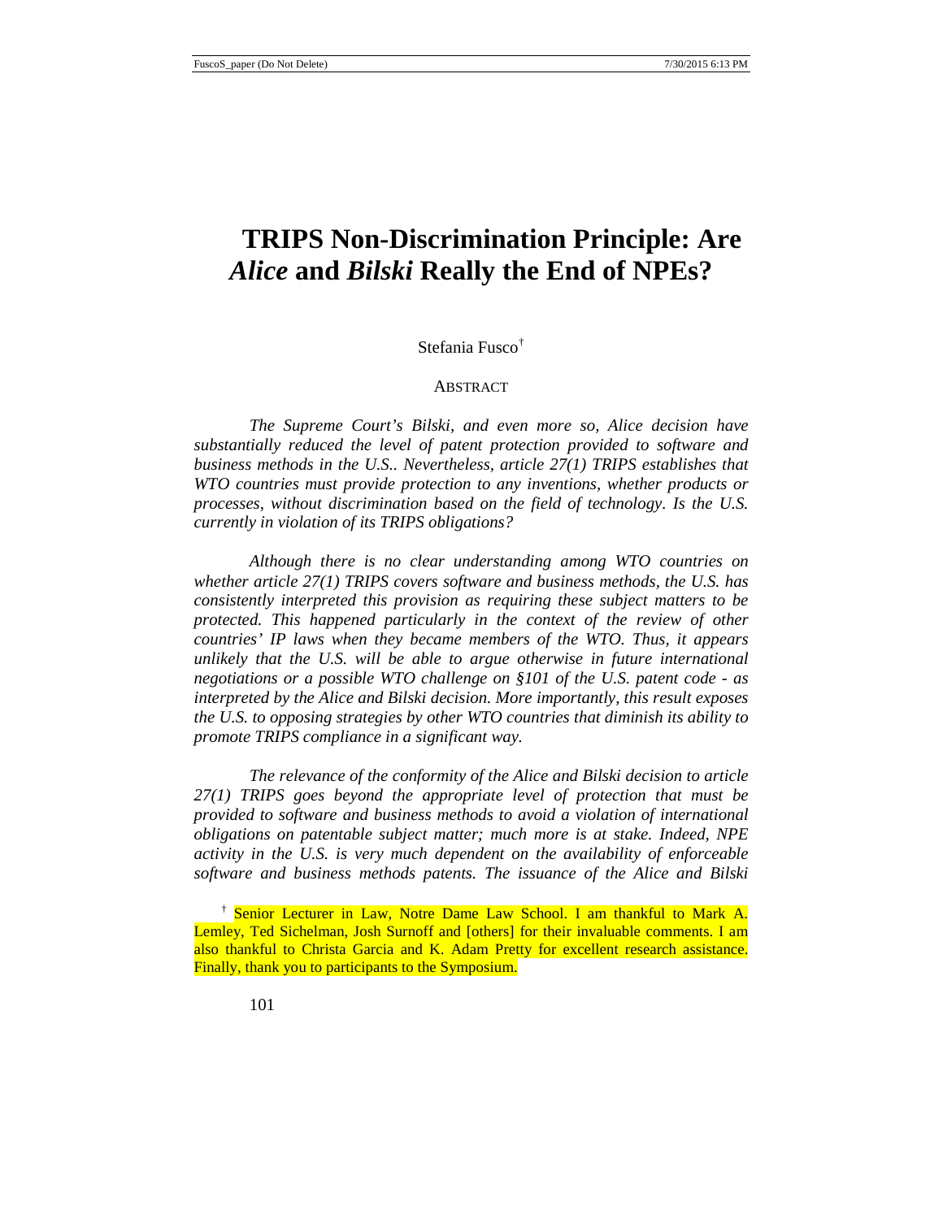# TRIPS Non-Discrimination Principle: Are *Alice* and *Bilski* Really the End of NPEs?

Stefania Fusco[†]

ABSTRACT

*The Supreme Court's Bilski, and even more so, Alice decision have substantially reduced the level of patent protection provided to software and business methods in the U.S.. Nevertheless, article 27(1) TRIPS establishes that WTO countries must provide protection to any inventions, whether products or processes, without discrimination based on the field of technology. Is the U.S. currently in violation of its TRIPS obligations?*

*Although there is no clear understanding among WTO countries on whether article 27(1) TRIPS covers software and business methods, the U.S. has consistently interpreted this provision as requiring these subject matters to be protected. This happened particularly in the context of the review of other countries' IP laws when they became members of the WTO. Thus, it appears unlikely that the U.S. will be able to argue otherwise in future international negotiations or a possible WTO challenge on §101 of the U.S. patent code - as interpreted by the Alice and Bilski decision. More importantly, this result exposes the U.S. to opposing strategies by other WTO countries that diminish its ability to promote TRIPS compliance in a significant way.*

*The relevance of the conformity of the Alice and Bilski decision to article 27(1) TRIPS goes beyond the appropriate level of protection that must be provided to software and business methods to avoid a violation of international obligations on patentable subject matter; much more is at stake. Indeed, NPE activity in the U.S. is very much dependent on the availability of enforceable software and business methods patents. The issuance of the Alice and Bilski*

---

[†] Senior Lecturer in Law, Notre Dame Law School. I am thankful to Mark A. Lemley, Ted Sichelman, Josh Surnoff and [others] for their invaluable comments. I am also thankful to Christa Garcia and K. Adam Pretty for excellent research assistance. Finally, thank you to participants to the Symposium.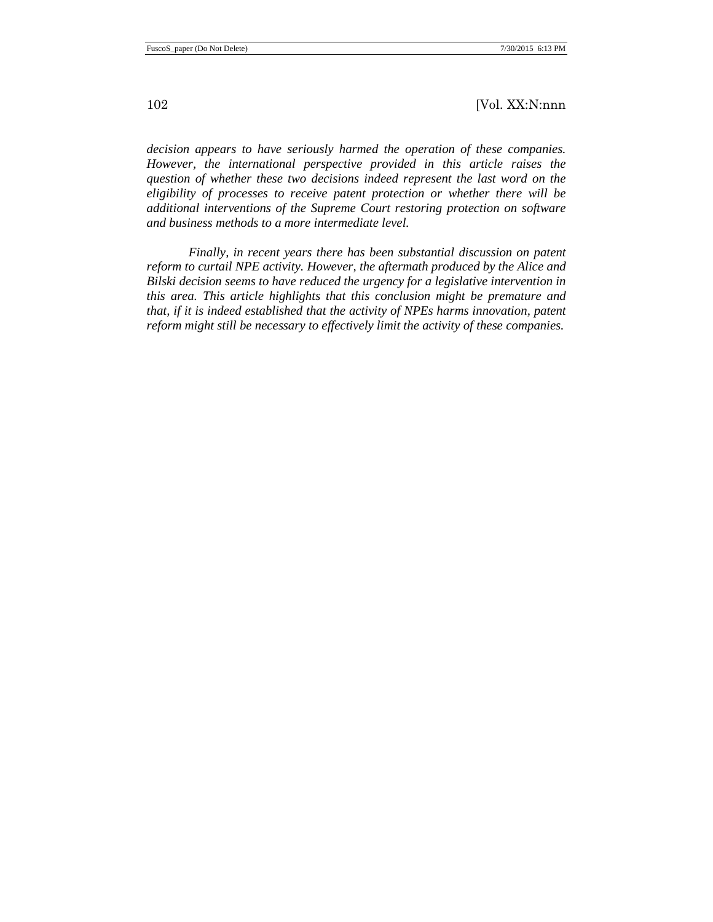*decision appears to have seriously harmed the operation of these companies. However, the international perspective provided in this article raises the question of whether these two decisions indeed represent the last word on the eligibility of processes to receive patent protection or whether there will be additional interventions of the Supreme Court restoring protection on software and business methods to a more intermediate level.*

*Finally, in recent years there has been substantial discussion on patent reform to curtail NPE activity. However, the aftermath produced by the Alice and Bilski decision seems to have reduced the urgency for a legislative intervention in this area. This article highlights that this conclusion might be premature and that, if it is indeed established that the activity of NPEs harms innovation, patent reform might still be necessary to effectively limit the activity of these companies.*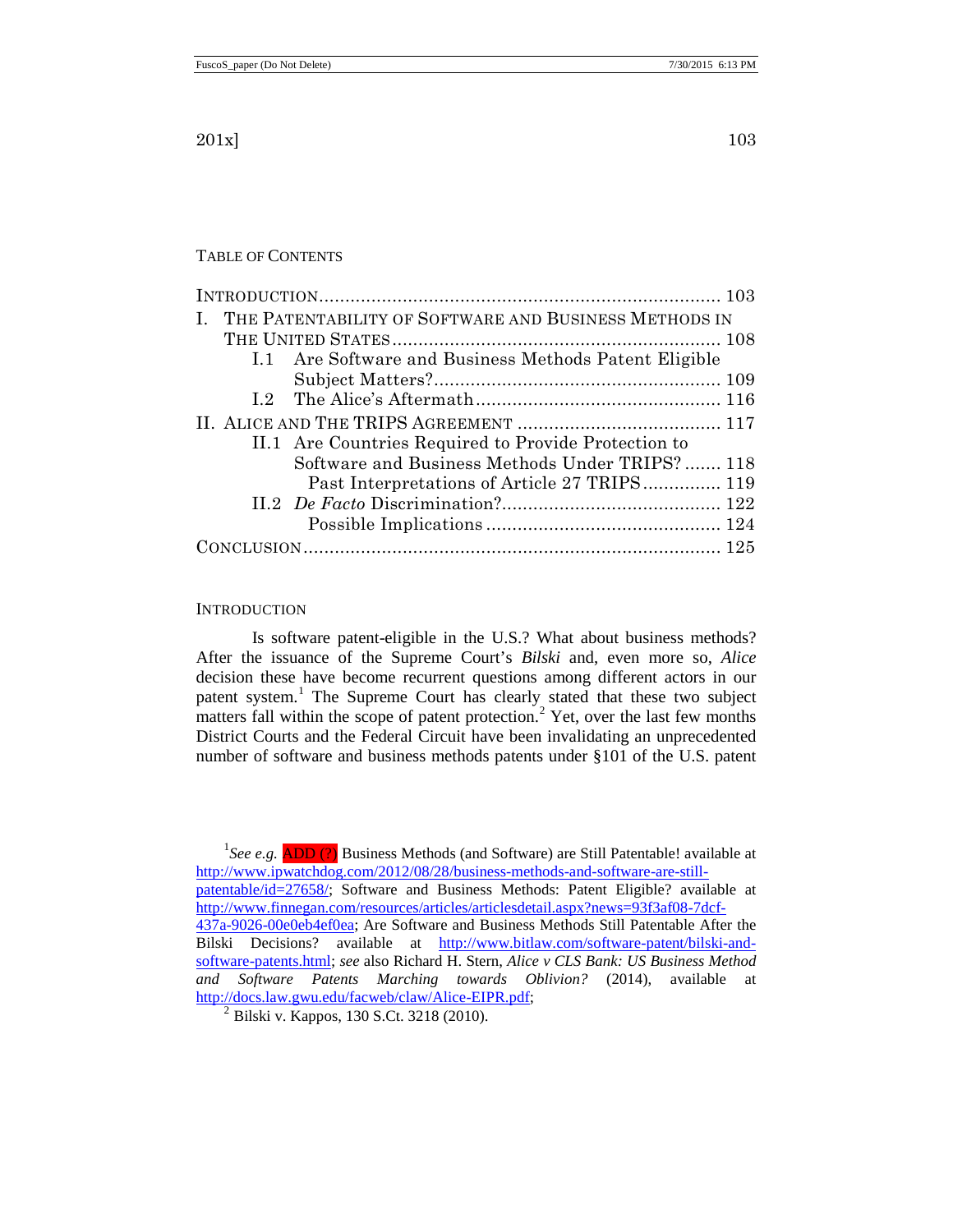TABLE OF CONTENTS

INTRODUCTION ........................................................................ 103
I. THE PATENTABILITY OF SOFTWARE AND BUSINESS METHODS IN THE UNITED STATES .......................................................... 108
  I.1 Are Software and Business Methods Patent Eligible Subject Matters? ..................................................... 109
  I.2 The Alice's Aftermath ............................................. 116
II. ALICE AND THE TRIPS AGREEMENT ..................................... 117
  II.1 Are Countries Required to Provide Protection to Software and Business Methods Under TRIPS? ....... 118
    Past Interpretations of Article 27 TRIPS ............... 119
  II.2 *De Facto* Discrimination? .......................................... 122
    Possible Implications ............................................ 124
CONCLUSION ............................................................................ 125

## INTRODUCTION

Is software patent-eligible in the U.S.? What about business methods? After the issuance of the Supreme Court's *Bilski* and, even more so, *Alice* decision these have become recurrent questions among different actors in our patent system.[1] The Supreme Court has clearly stated that these two subject matters fall within the scope of patent protection.[2] Yet, over the last few months District Courts and the Federal Circuit have been invalidating an unprecedented number of software and business methods patents under §101 of the U.S. patent

---

[1] *See e.g.* ADD (?) Business Methods (and Software) are Still Patentable! available at http://www.ipwatchdog.com/2012/08/28/business-methods-and-software-are-still-patentable/id=27658/; Software and Business Methods: Patent Eligible? available at http://www.finnegan.com/resources/articles/articlesdetail.aspx?news=93f3af08-7dcf-437a-9026-00e0eb4ef0ea; Are Software and Business Methods Still Patentable After the Bilski Decisions? available at http://www.bitlaw.com/software-patent/bilski-and-software-patents.html; *see* also Richard H. Stern, *Alice v CLS Bank: US Business Method and Software Patents Marching towards Oblivion?* (2014), available at http://docs.law.gwu.edu/facweb/claw/Alice-EIPR.pdf;

[2] Bilski v. Kappos, 130 S.Ct. 3218 (2010).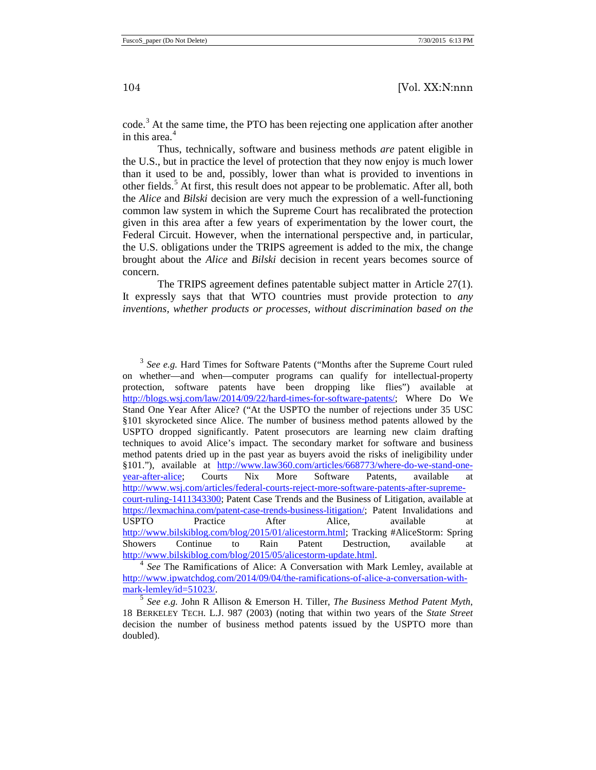code.[3] At the same time, the PTO has been rejecting one application after another in this area.[4]

Thus, technically, software and business methods *are* patent eligible in the U.S., but in practice the level of protection that they now enjoy is much lower than it used to be and, possibly, lower than what is provided to inventions in other fields.[5] At first, this result does not appear to be problematic. After all, both the *Alice* and *Bilski* decision are very much the expression of a well-functioning common law system in which the Supreme Court has recalibrated the protection given in this area after a few years of experimentation by the lower court, the Federal Circuit. However, when the international perspective and, in particular, the U.S. obligations under the TRIPS agreement is added to the mix, the change brought about the *Alice* and *Bilski* decision in recent years becomes source of concern.

The TRIPS agreement defines patentable subject matter in Article 27(1). It expressly says that that WTO countries must provide protection to *any inventions, whether products or processes, without discrimination based on the*

---

[3] *See e.g.* Hard Times for Software Patents ("Months after the Supreme Court ruled on whether—and when—computer programs can qualify for intellectual-property protection, software patents have been dropping like flies") available at http://blogs.wsj.com/law/2014/09/22/hard-times-for-software-patents/; Where Do We Stand One Year After Alice? ("At the USPTO the number of rejections under 35 USC §101 skyrocketed since Alice. The number of business method patents allowed by the USPTO dropped significantly. Patent prosecutors are learning new claim drafting techniques to avoid Alice's impact. The secondary market for software and business method patents dried up in the past year as buyers avoid the risks of ineligibility under §101."), available at http://www.law360.com/articles/668773/where-do-we-stand-one-year-after-alice; Courts Nix More Software Patents, available at http://www.wsj.com/articles/federal-courts-reject-more-software-patents-after-supreme-court-ruling-1411343300; Patent Case Trends and the Business of Litigation, available at https://lexmachina.com/patent-case-trends-business-litigation/; Patent Invalidations and USPTO Practice After Alice, available at http://www.bilskiblog.com/blog/2015/01/alicestorm.html; Tracking #AliceStorm: Spring Showers Continue to Rain Patent Destruction, available at http://www.bilskiblog.com/blog/2015/05/alicestorm-update.html.

[4] *See* The Ramifications of Alice: A Conversation with Mark Lemley, available at http://www.ipwatchdog.com/2014/09/04/the-ramifications-of-alice-a-conversation-with-mark-lemley/id=51023/.

[5] *See e.g.* John R Allison & Emerson H. Tiller, *The Business Method Patent Myth*, 18 BERKELEY TECH. L.J. 987 (2003) (noting that within two years of the *State Street* decision the number of business method patents issued by the USPTO more than doubled).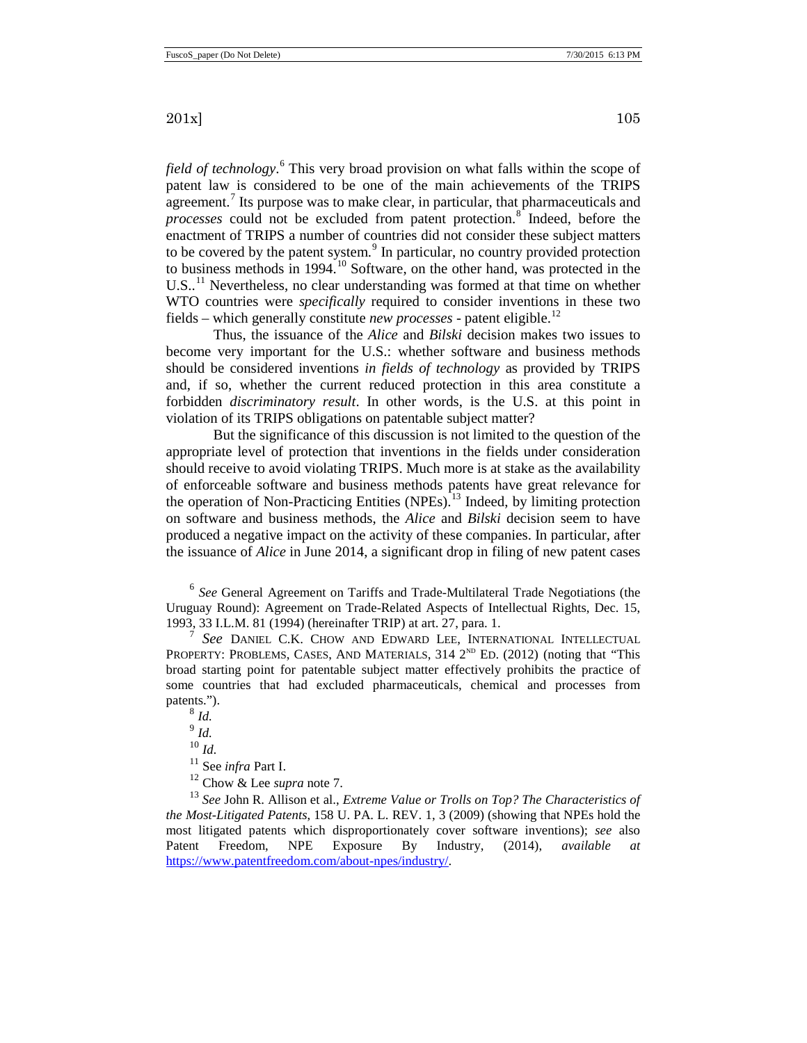*field of technology*.[6] This very broad provision on what falls within the scope of patent law is considered to be one of the main achievements of the TRIPS agreement.[7] Its purpose was to make clear, in particular, that pharmaceuticals and *processes* could not be excluded from patent protection.[8] Indeed, before the enactment of TRIPS a number of countries did not consider these subject matters to be covered by the patent system.[9] In particular, no country provided protection to business methods in 1994.[10] Software, on the other hand, was protected in the U.S..[11] Nevertheless, no clear understanding was formed at that time on whether WTO countries were *specifically* required to consider inventions in these two fields – which generally constitute *new processes* - patent eligible.[12]

Thus, the issuance of the *Alice* and *Bilski* decision makes two issues to become very important for the U.S.: whether software and business methods should be considered inventions *in fields of technology* as provided by TRIPS and, if so, whether the current reduced protection in this area constitute a forbidden *discriminatory result*. In other words, is the U.S. at this point in violation of its TRIPS obligations on patentable subject matter?

But the significance of this discussion is not limited to the question of the appropriate level of protection that inventions in the fields under consideration should receive to avoid violating TRIPS. Much more is at stake as the availability of enforceable software and business methods patents have great relevance for the operation of Non-Practicing Entities (NPEs).[13] Indeed, by limiting protection on software and business methods, the *Alice* and *Bilski* decision seem to have produced a negative impact on the activity of these companies. In particular, after the issuance of *Alice* in June 2014, a significant drop in filing of new patent cases

---

[6] *See* General Agreement on Tariffs and Trade-Multilateral Trade Negotiations (the Uruguay Round): Agreement on Trade-Related Aspects of Intellectual Rights, Dec. 15, 1993, 33 I.L.M. 81 (1994) (hereinafter TRIP) at art. 27, para. 1.

[7] *See* DANIEL C.K. CHOW AND EDWARD LEE, INTERNATIONAL INTELLECTUAL PROPERTY: PROBLEMS, CASES, AND MATERIALS, 314 2ND ED. (2012) (noting that "This broad starting point for patentable subject matter effectively prohibits the practice of some countries that had excluded pharmaceuticals, chemical and processes from patents.").

[8] *Id.*

[9] *Id.*

[10] *Id.*

[11] See *infra* Part I.

[12] Chow & Lee *supra* note 7.

[13] *See* John R. Allison et al., *Extreme Value or Trolls on Top? The Characteristics of the Most-Litigated Patents*, 158 U. PA. L. REV. 1, 3 (2009) (showing that NPEs hold the most litigated patents which disproportionately cover software inventions); *see* also Patent Freedom, NPE Exposure By Industry, (2014), *available at* https://www.patentfreedom.com/about-npes/industry/.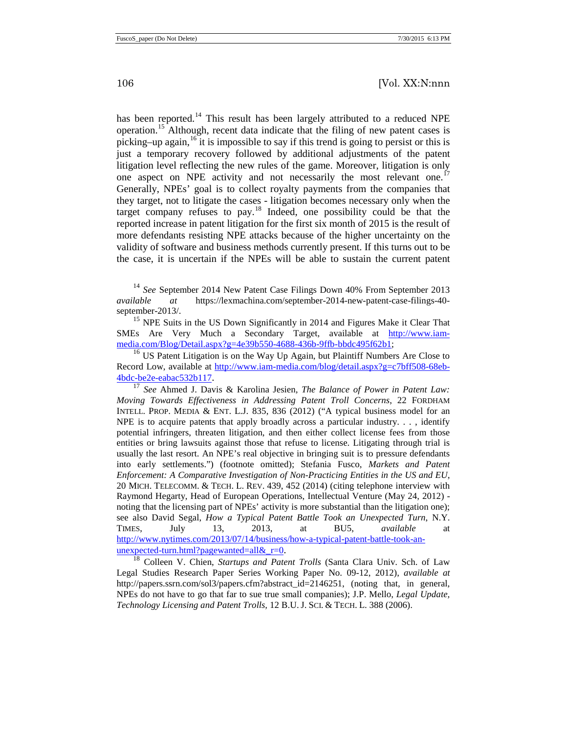has been reported.[14] This result has been largely attributed to a reduced NPE operation.[15] Although, recent data indicate that the filing of new patent cases is picking–up again,[16] it is impossible to say if this trend is going to persist or this is just a temporary recovery followed by additional adjustments of the patent litigation level reflecting the new rules of the game. Moreover, litigation is only one aspect on NPE activity and not necessarily the most relevant one.[17] Generally, NPEs' goal is to collect royalty payments from the companies that they target, not to litigate the cases - litigation becomes necessary only when the target company refuses to pay.[18] Indeed, one possibility could be that the reported increase in patent litigation for the first six month of 2015 is the result of more defendants resisting NPE attacks because of the higher uncertainty on the validity of software and business methods currently present. If this turns out to be the case, it is uncertain if the NPEs will be able to sustain the current patent

---

[14] *See* September 2014 New Patent Case Filings Down 40% From September 2013 *available at* https://lexmachina.com/september-2014-new-patent-case-filings-40-september-2013/.

[15] NPE Suits in the US Down Significantly in 2014 and Figures Make it Clear That SMEs Are Very Much a Secondary Target, available at http://www.iam-media.com/Blog/Detail.aspx?g=4e39b550-4688-436b-9ffb-bbdc495f62b1;

[16] US Patent Litigation is on the Way Up Again, but Plaintiff Numbers Are Close to Record Low, available at http://www.iam-media.com/blog/detail.aspx?g=c7bff508-68eb-4bdc-be2e-eabac532b117.

[17] *See* Ahmed J. Davis & Karolina Jesien, *The Balance of Power in Patent Law: Moving Towards Effectiveness in Addressing Patent Troll Concerns*, 22 FORDHAM INTELL. PROP. MEDIA & ENT. L.J. 835, 836 (2012) ("A typical business model for an NPE is to acquire patents that apply broadly across a particular industry. . . , identify potential infringers, threaten litigation, and then either collect license fees from those entities or bring lawsuits against those that refuse to license. Litigating through trial is usually the last resort. An NPE's real objective in bringing suit is to pressure defendants into early settlements.") (footnote omitted); Stefania Fusco, *Markets and Patent Enforcement: A Comparative Investigation of Non-Practicing Entities in the US and EU*, 20 MICH. TELECOMM. & TECH. L. REV. 439, 452 (2014) (citing telephone interview with Raymond Hegarty, Head of European Operations, Intellectual Venture (May 24, 2012) - noting that the licensing part of NPEs' activity is more substantial than the litigation one); see also David Segal, *How a Typical Patent Battle Took an Unexpected Turn*, N.Y. TIMES, July 13, 2013, at BU5, *available* at http://www.nytimes.com/2013/07/14/business/how-a-typical-patent-battle-took-an-unexpected-turn.html?pagewanted=all&_r=0.

[18] Colleen V. Chien, *Startups and Patent Trolls* (Santa Clara Univ. Sch. of Law Legal Studies Research Paper Series Working Paper No. 09-12, 2012), *available at* http://papers.ssrn.com/sol3/papers.cfm?abstract_id=2146251, (noting that, in general, NPEs do not have to go that far to sue true small companies); J.P. Mello, *Legal Update, Technology Licensing and Patent Trolls*, 12 B.U. J. SCI. & TECH. L. 388 (2006).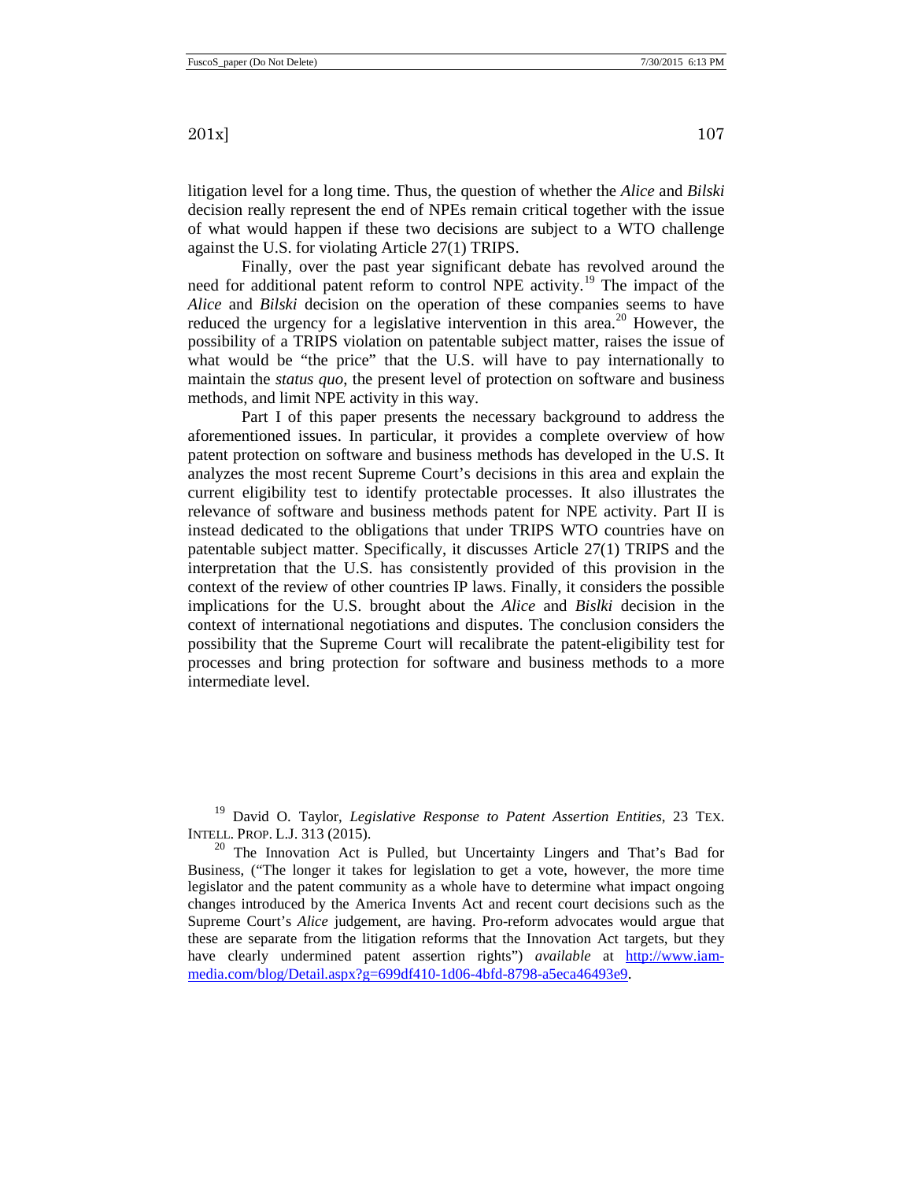litigation level for a long time. Thus, the question of whether the *Alice* and *Bilski* decision really represent the end of NPEs remain critical together with the issue of what would happen if these two decisions are subject to a WTO challenge against the U.S. for violating Article 27(1) TRIPS.

Finally, over the past year significant debate has revolved around the need for additional patent reform to control NPE activity.[19] The impact of the *Alice* and *Bilski* decision on the operation of these companies seems to have reduced the urgency for a legislative intervention in this area.[20] However, the possibility of a TRIPS violation on patentable subject matter, raises the issue of what would be "the price" that the U.S. will have to pay internationally to maintain the *status quo*, the present level of protection on software and business methods, and limit NPE activity in this way.

Part I of this paper presents the necessary background to address the aforementioned issues. In particular, it provides a complete overview of how patent protection on software and business methods has developed in the U.S. It analyzes the most recent Supreme Court's decisions in this area and explain the current eligibility test to identify protectable processes. It also illustrates the relevance of software and business methods patent for NPE activity. Part II is instead dedicated to the obligations that under TRIPS WTO countries have on patentable subject matter. Specifically, it discusses Article 27(1) TRIPS and the interpretation that the U.S. has consistently provided of this provision in the context of the review of other countries IP laws. Finally, it considers the possible implications for the U.S. brought about the *Alice* and *Bislki* decision in the context of international negotiations and disputes. The conclusion considers the possibility that the Supreme Court will recalibrate the patent-eligibility test for processes and bring protection for software and business methods to a more intermediate level.

[19] David O. Taylor, *Legislative Response to Patent Assertion Entities*, 23 TEX. INTELL. PROP. L.J. 313 (2015).

[20] The Innovation Act is Pulled, but Uncertainty Lingers and That's Bad for Business, ("The longer it takes for legislation to get a vote, however, the more time legislator and the patent community as a whole have to determine what impact ongoing changes introduced by the America Invents Act and recent court decisions such as the Supreme Court's *Alice* judgement, are having. Pro-reform advocates would argue that these are separate from the litigation reforms that the Innovation Act targets, but they have clearly undermined patent assertion rights") *available* at http://www.iam-media.com/blog/Detail.aspx?g=699df410-1d06-4bfd-8798-a5eca46493e9.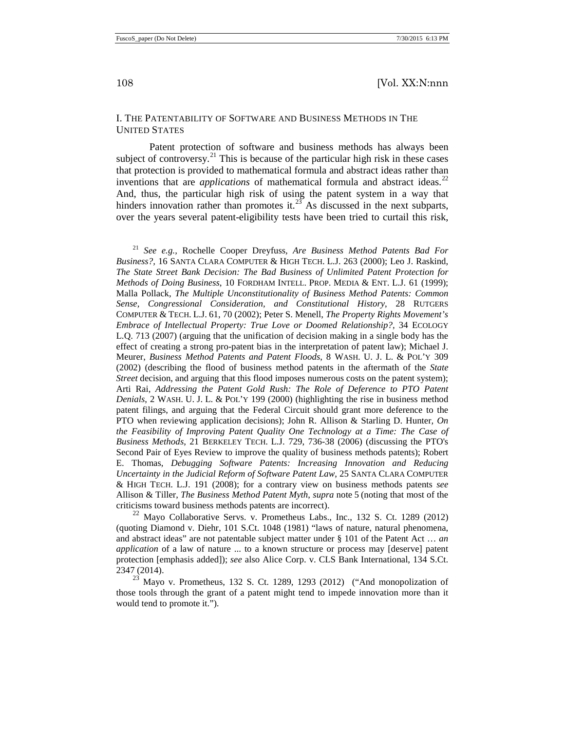## I. The Patentability of Software and Business Methods in The United States

Patent protection of software and business methods has always been subject of controversy.[21] This is because of the particular high risk in these cases that protection is provided to mathematical formula and abstract ideas rather than inventions that are *applications* of mathematical formula and abstract ideas.[22] And, thus, the particular high risk of using the patent system in a way that hinders innovation rather than promotes it.[23] As discussed in the next subparts, over the years several patent-eligibility tests have been tried to curtail this risk,

[21] *See e.g.*, Rochelle Cooper Dreyfuss, *Are Business Method Patents Bad For Business?*, 16 SANTA CLARA COMPUTER & HIGH TECH. L.J. 263 (2000); Leo J. Raskind, *The State Street Bank Decision: The Bad Business of Unlimited Patent Protection for Methods of Doing Business*, 10 FORDHAM INTELL. PROP. MEDIA & ENT. L.J. 61 (1999); Malla Pollack, *The Multiple Unconstitutionality of Business Method Patents: Common Sense, Congressional Consideration, and Constitutional History*, 28 RUTGERS COMPUTER & TECH. L.J. 61, 70 (2002); Peter S. Menell, *The Property Rights Movement's Embrace of Intellectual Property: True Love or Doomed Relationship?*, 34 ECOLOGY L.Q. 713 (2007) (arguing that the unification of decision making in a single body has the effect of creating a strong pro-patent bias in the interpretation of patent law); Michael J. Meurer, *Business Method Patents and Patent Floods*, 8 WASH. U. J. L. & POL'Y 309 (2002) (describing the flood of business method patents in the aftermath of the *State Street* decision, and arguing that this flood imposes numerous costs on the patent system); Arti Rai, *Addressing the Patent Gold Rush: The Role of Deference to PTO Patent Denials*, 2 WASH. U. J. L. & POL'Y 199 (2000) (highlighting the rise in business method patent filings, and arguing that the Federal Circuit should grant more deference to the PTO when reviewing application decisions); John R. Allison & Starling D. Hunter, *On the Feasibility of Improving Patent Quality One Technology at a Time: The Case of Business Methods*, 21 BERKELEY TECH. L.J. 729, 736-38 (2006) (discussing the PTO's Second Pair of Eyes Review to improve the quality of business methods patents); Robert E. Thomas, *Debugging Software Patents: Increasing Innovation and Reducing Uncertainty in the Judicial Reform of Software Patent Law*, 25 SANTA CLARA COMPUTER & HIGH TECH. L.J. 191 (2008); for a contrary view on business methods patents *see* Allison & Tiller, *The Business Method Patent Myth*, *supra* note 5 (noting that most of the criticisms toward business methods patents are incorrect).

[22] Mayo Collaborative Servs. v. Prometheus Labs., Inc., 132 S. Ct. 1289 (2012) (quoting Diamond v. Diehr, 101 S.Ct. 1048 (1981) "laws of nature, natural phenomena, and abstract ideas" are not patentable subject matter under § 101 of the Patent Act … *an application* of a law of nature ... to a known structure or process may [deserve] patent protection [emphasis added]); *see* also Alice Corp. v. CLS Bank International, 134 S.Ct. 2347 (2014).

[23] Mayo v. Prometheus, 132 S. Ct. 1289, 1293 (2012) ("And monopolization of those tools through the grant of a patent might tend to impede innovation more than it would tend to promote it.").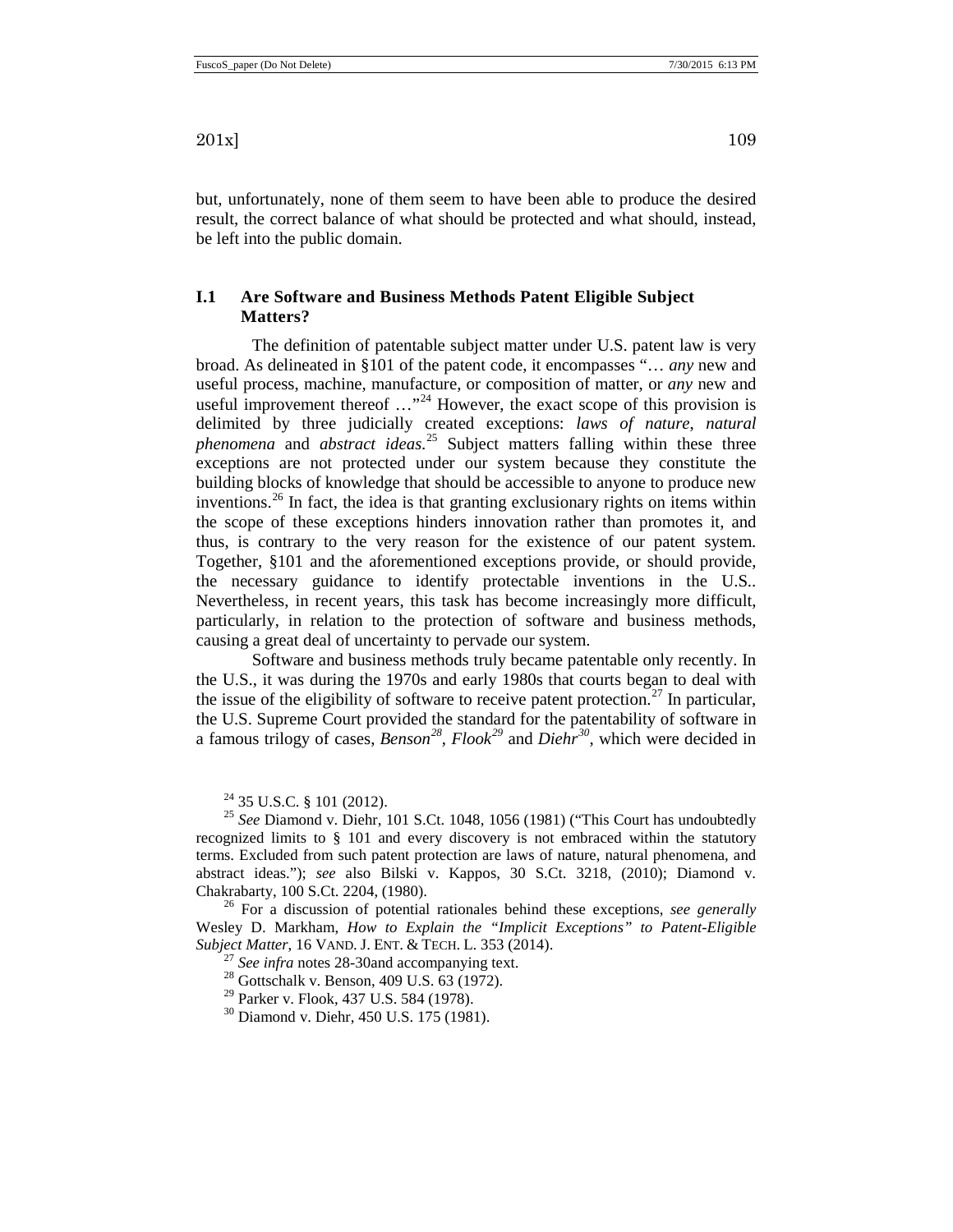but, unfortunately, none of them seem to have been able to produce the desired result, the correct balance of what should be protected and what should, instead, be left into the public domain.

### I.1 Are Software and Business Methods Patent Eligible Subject Matters?

The definition of patentable subject matter under U.S. patent law is very broad. As delineated in §101 of the patent code, it encompasses "… *any* new and useful process, machine, manufacture, or composition of matter, or *any* new and useful improvement thereof …"[24] However, the exact scope of this provision is delimited by three judicially created exceptions: *laws of nature*, *natural phenomena* and *abstract ideas*.[25] Subject matters falling within these three exceptions are not protected under our system because they constitute the building blocks of knowledge that should be accessible to anyone to produce new inventions.[26] In fact, the idea is that granting exclusionary rights on items within the scope of these exceptions hinders innovation rather than promotes it, and thus, is contrary to the very reason for the existence of our patent system. Together, §101 and the aforementioned exceptions provide, or should provide, the necessary guidance to identify protectable inventions in the U.S.. Nevertheless, in recent years, this task has become increasingly more difficult, particularly, in relation to the protection of software and business methods, causing a great deal of uncertainty to pervade our system.

Software and business methods truly became patentable only recently. In the U.S., it was during the 1970s and early 1980s that courts began to deal with the issue of the eligibility of software to receive patent protection.[27] In particular, the U.S. Supreme Court provided the standard for the patentability of software in a famous trilogy of cases, *Benson*[28], *Flook*[29] and *Diehr*[30], which were decided in

---

[24] 35 U.S.C. § 101 (2012).

[25] *See* Diamond v. Diehr, 101 S.Ct. 1048, 1056 (1981) ("This Court has undoubtedly recognized limits to § 101 and every discovery is not embraced within the statutory terms. Excluded from such patent protection are laws of nature, natural phenomena, and abstract ideas."); *see* also Bilski v. Kappos, 30 S.Ct. 3218, (2010); Diamond v. Chakrabarty, 100 S.Ct. 2204, (1980).

[26] For a discussion of potential rationales behind these exceptions, *see generally* Wesley D. Markham, *How to Explain the "Implicit Exceptions" to Patent-Eligible Subject Matter*, 16 VAND. J. ENT. & TECH. L. 353 (2014).

[27] *See infra* notes 28-30and accompanying text.

[28] Gottschalk v. Benson, 409 U.S. 63 (1972).

[29] Parker v. Flook, 437 U.S. 584 (1978).

[30] Diamond v. Diehr, 450 U.S. 175 (1981).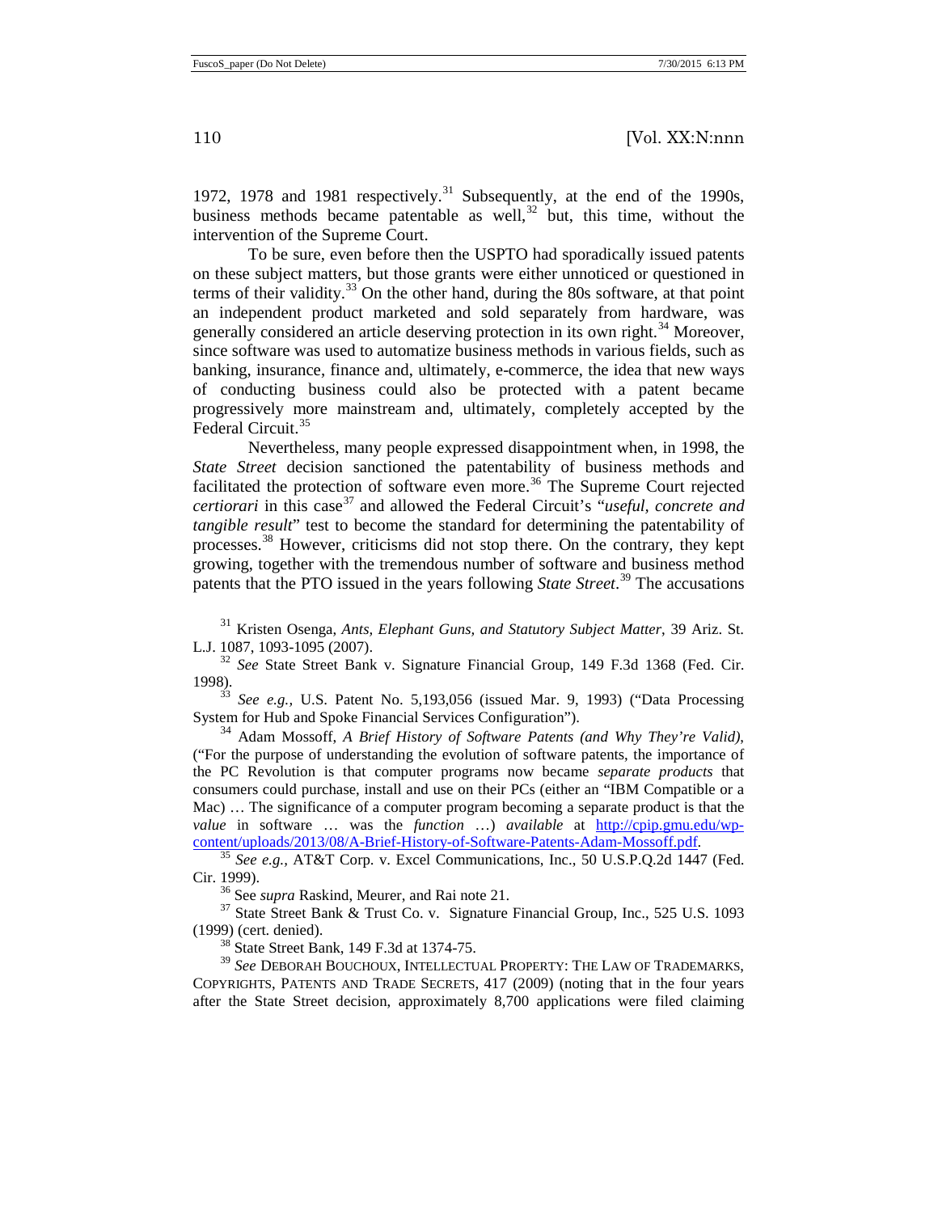1972, 1978 and 1981 respectively.[31] Subsequently, at the end of the 1990s, business methods became patentable as well,[32] but, this time, without the intervention of the Supreme Court.

To be sure, even before then the USPTO had sporadically issued patents on these subject matters, but those grants were either unnoticed or questioned in terms of their validity.[33] On the other hand, during the 80s software, at that point an independent product marketed and sold separately from hardware, was generally considered an article deserving protection in its own right.[34] Moreover, since software was used to automatize business methods in various fields, such as banking, insurance, finance and, ultimately, e-commerce, the idea that new ways of conducting business could also be protected with a patent became progressively more mainstream and, ultimately, completely accepted by the Federal Circuit.[35]

Nevertheless, many people expressed disappointment when, in 1998, the *State Street* decision sanctioned the patentability of business methods and facilitated the protection of software even more.[36] The Supreme Court rejected *certiorari* in this case[37] and allowed the Federal Circuit's "*useful, concrete and tangible result*" test to become the standard for determining the patentability of processes.[38] However, criticisms did not stop there. On the contrary, they kept growing, together with the tremendous number of software and business method patents that the PTO issued in the years following *State Street*.[39] The accusations

[31] Kristen Osenga, *Ants, Elephant Guns, and Statutory Subject Matter*, 39 Ariz. St. L.J. 1087, 1093-1095 (2007).

[32] *See* State Street Bank v. Signature Financial Group, 149 F.3d 1368 (Fed. Cir. 1998).

[33] *See e.g.,* U.S. Patent No. 5,193,056 (issued Mar. 9, 1993) ("Data Processing System for Hub and Spoke Financial Services Configuration").

[34] Adam Mossoff, *A Brief History of Software Patents (and Why They're Valid)*, ("For the purpose of understanding the evolution of software patents, the importance of the PC Revolution is that computer programs now became *separate products* that consumers could purchase, install and use on their PCs (either an "IBM Compatible or a Mac) … The significance of a computer program becoming a separate product is that the *value* in software … was the *function* …) *available* at http://cpip.gmu.edu/wp-content/uploads/2013/08/A-Brief-History-of-Software-Patents-Adam-Mossoff.pdf.

[35] *See e.g.,* AT&T Corp. v. Excel Communications, Inc., 50 U.S.P.Q.2d 1447 (Fed. Cir. 1999).

[36] See *supra* Raskind, Meurer, and Rai note 21.

[37] State Street Bank & Trust Co. v. Signature Financial Group, Inc., 525 U.S. 1093 (1999) (cert. denied).

[38] State Street Bank, 149 F.3d at 1374-75.

[39] *See* DEBORAH BOUCHOUX, INTELLECTUAL PROPERTY: THE LAW OF TRADEMARKS, COPYRIGHTS, PATENTS AND TRADE SECRETS, 417 (2009) (noting that in the four years after the State Street decision, approximately 8,700 applications were filed claiming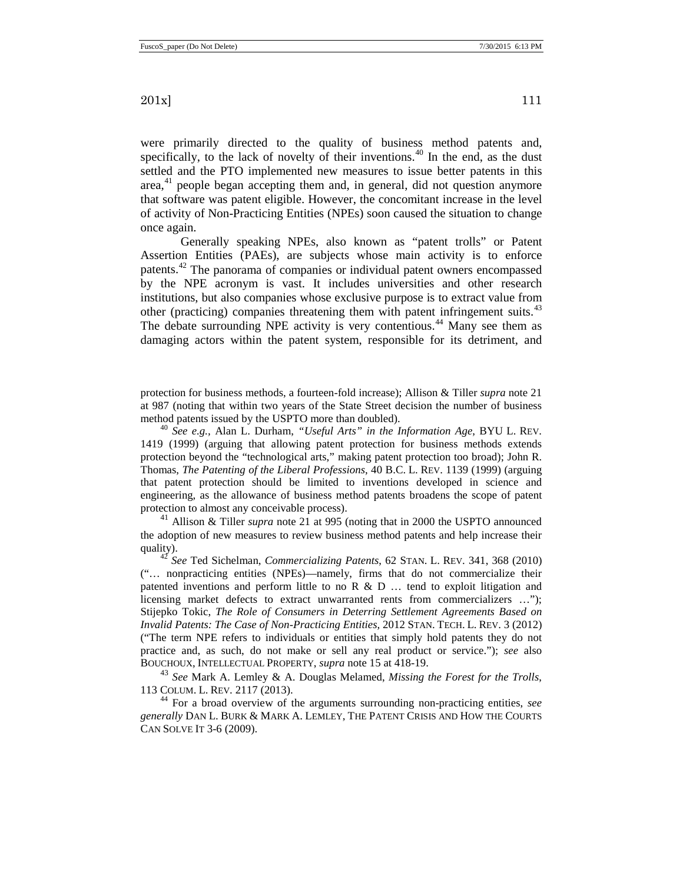were primarily directed to the quality of business method patents and, specifically, to the lack of novelty of their inventions.[40] In the end, as the dust settled and the PTO implemented new measures to issue better patents in this area,[41] people began accepting them and, in general, did not question anymore that software was patent eligible. However, the concomitant increase in the level of activity of Non-Practicing Entities (NPEs) soon caused the situation to change once again.

Generally speaking NPEs, also known as "patent trolls" or Patent Assertion Entities (PAEs), are subjects whose main activity is to enforce patents.[42] The panorama of companies or individual patent owners encompassed by the NPE acronym is vast. It includes universities and other research institutions, but also companies whose exclusive purpose is to extract value from other (practicing) companies threatening them with patent infringement suits.[43] The debate surrounding NPE activity is very contentious.[44] Many see them as damaging actors within the patent system, responsible for its detriment, and

---

protection for business methods, a fourteen-fold increase); Allison & Tiller *supra* note 21 at 987 (noting that within two years of the State Street decision the number of business method patents issued by the USPTO more than doubled).

[40] *See e.g.*, Alan L. Durham, *"Useful Arts" in the Information Age*, BYU L. REV. 1419 (1999) (arguing that allowing patent protection for business methods extends protection beyond the "technological arts," making patent protection too broad); John R. Thomas, *The Patenting of the Liberal Professions*, 40 B.C. L. REV. 1139 (1999) (arguing that patent protection should be limited to inventions developed in science and engineering, as the allowance of business method patents broadens the scope of patent protection to almost any conceivable process).

[41] Allison & Tiller *supra* note 21 at 995 (noting that in 2000 the USPTO announced the adoption of new measures to review business method patents and help increase their quality).

[42] *See* Ted Sichelman, *Commercializing Patents*, 62 STAN. L. REV. 341, 368 (2010) ("… nonpracticing entities (NPEs)—namely, firms that do not commercialize their patented inventions and perform little to no R & D … tend to exploit litigation and licensing market defects to extract unwarranted rents from commercializers …"); Stijepko Tokic, *The Role of Consumers in Deterring Settlement Agreements Based on Invalid Patents: The Case of Non-Practicing Entities*, 2012 STAN. TECH. L. REV. 3 (2012) ("The term NPE refers to individuals or entities that simply hold patents they do not practice and, as such, do not make or sell any real product or service."); *see* also BOUCHOUX, INTELLECTUAL PROPERTY, *supra* note 15 at 418-19.

[43] *See* Mark A. Lemley & A. Douglas Melamed, *Missing the Forest for the Trolls*, 113 COLUM. L. REV. 2117 (2013).

[44] For a broad overview of the arguments surrounding non-practicing entities, *see generally* DAN L. BURK & MARK A. LEMLEY, THE PATENT CRISIS AND HOW THE COURTS CAN SOLVE IT 3-6 (2009).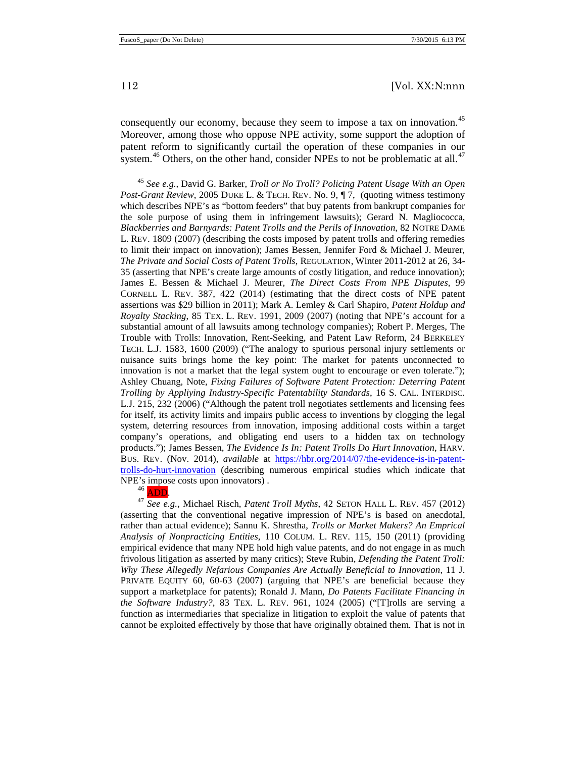consequently our economy, because they seem to impose a tax on innovation.[45] Moreover, among those who oppose NPE activity, some support the adoption of patent reform to significantly curtail the operation of these companies in our system.[46] Others, on the other hand, consider NPEs to not be problematic at all.[47]

[45] *See e.g.*, David G. Barker, *Troll or No Troll? Policing Patent Usage With an Open Post-Grant Review*, 2005 DUKE L. & TECH. REV. No. 9, ¶ 7, (quoting witness testimony which describes NPE's as "bottom feeders" that buy patents from bankrupt companies for the sole purpose of using them in infringement lawsuits); Gerard N. Magliococca, *Blackberries and Barnyards: Patent Trolls and the Perils of Innovation*, 82 NOTRE DAME L. REV. 1809 (2007) (describing the costs imposed by patent trolls and offering remedies to limit their impact on innovation); James Bessen, Jennifer Ford & Michael J. Meurer, *The Private and Social Costs of Patent Trolls*, REGULATION, Winter 2011-2012 at 26, 34-35 (asserting that NPE's create large amounts of costly litigation, and reduce innovation); James E. Bessen & Michael J. Meurer, *The Direct Costs From NPE Disputes*, 99 CORNELL L. REV. 387, 422 (2014) (estimating that the direct costs of NPE patent assertions was $29 billion in 2011); Mark A. Lemley & Carl Shapiro, *Patent Holdup and Royalty Stacking*, 85 TEX. L. REV. 1991, 2009 (2007) (noting that NPE's account for a substantial amount of all lawsuits among technology companies); Robert P. Merges, The Trouble with Trolls: Innovation, Rent-Seeking, and Patent Law Reform, 24 BERKELEY TECH. L.J. 1583, 1600 (2009) ("The analogy to spurious personal injury settlements or nuisance suits brings home the key point: The market for patents unconnected to innovation is not a market that the legal system ought to encourage or even tolerate."); Ashley Chuang, Note, *Fixing Failures of Software Patent Protection: Deterring Patent Trolling by Appliying Industry-Specific Patentability Standards*, 16 S. CAL. INTERDISC. L.J. 215, 232 (2006) ("Although the patent troll negotiates settlements and licensing fees for itself, its activity limits and impairs public access to inventions by clogging the legal system, deterring resources from innovation, imposing additional costs within a target company's operations, and obligating end users to a hidden tax on technology products."); James Bessen, *The Evidence Is In: Patent Trolls Do Hurt Innovation*, HARV. BUS. REV. (Nov. 2014), *available* at https://hbr.org/2014/07/the-evidence-is-in-patent-trolls-do-hurt-innovation (describing numerous empirical studies which indicate that NPE's impose costs upon innovators) .

[46] ADD.

[47] *See e.g.*, Michael Risch, *Patent Troll Myths*, 42 SETON HALL L. REV. 457 (2012) (asserting that the conventional negative impression of NPE's is based on anecdotal, rather than actual evidence); Sannu K. Shrestha, *Trolls or Market Makers? An Emprical Analysis of Nonpracticing Entities*, 110 COLUM. L. REV. 115, 150 (2011) (providing empirical evidence that many NPE hold high value patents, and do not engage in as much frivolous litigation as asserted by many critics); Steve Rubin, *Defending the Patent Troll: Why These Allegedly Nefarious Companies Are Actually Beneficial to Innovation*, 11 J. PRIVATE EQUITY 60, 60-63 (2007) (arguing that NPE's are beneficial because they support a marketplace for patents); Ronald J. Mann, *Do Patents Facilitate Financing in the Software Industry?*, 83 TEX. L. REV. 961, 1024 (2005) ("[T]rolls are serving a function as intermediaries that specialize in litigation to exploit the value of patents that cannot be exploited effectively by those that have originally obtained them. That is not in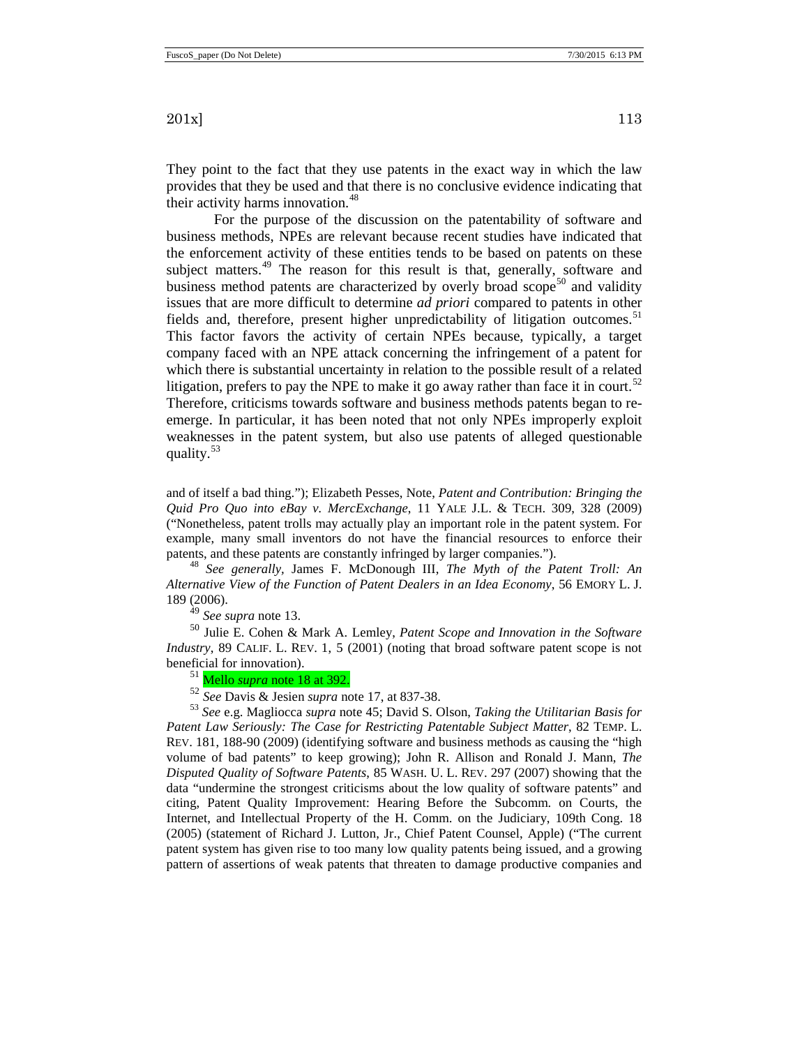They point to the fact that they use patents in the exact way in which the law provides that they be used and that there is no conclusive evidence indicating that their activity harms innovation.[48]

For the purpose of the discussion on the patentability of software and business methods, NPEs are relevant because recent studies have indicated that the enforcement activity of these entities tends to be based on patents on these subject matters.[49] The reason for this result is that, generally, software and business method patents are characterized by overly broad scope[50] and validity issues that are more difficult to determine *ad priori* compared to patents in other fields and, therefore, present higher unpredictability of litigation outcomes.[51] This factor favors the activity of certain NPEs because, typically, a target company faced with an NPE attack concerning the infringement of a patent for which there is substantial uncertainty in relation to the possible result of a related litigation, prefers to pay the NPE to make it go away rather than face it in court.[52] Therefore, criticisms towards software and business methods patents began to re-emerge. In particular, it has been noted that not only NPEs improperly exploit weaknesses in the patent system, but also use patents of alleged questionable quality.[53]

---

and of itself a bad thing."); Elizabeth Pesses, Note, *Patent and Contribution: Bringing the Quid Pro Quo into eBay v. MercExchange*, 11 YALE J.L. & TECH. 309, 328 (2009) ("Nonetheless, patent trolls may actually play an important role in the patent system. For example, many small inventors do not have the financial resources to enforce their patents, and these patents are constantly infringed by larger companies.").

[48] *See generally,* James F. McDonough III, *The Myth of the Patent Troll: An Alternative View of the Function of Patent Dealers in an Idea Economy*, 56 EMORY L. J. 189 (2006).

[49] *See supra* note 13.

[50] Julie E. Cohen & Mark A. Lemley, *Patent Scope and Innovation in the Software Industry*, 89 CALIF. L. REV. 1, 5 (2001) (noting that broad software patent scope is not beneficial for innovation).

[51] Mello *supra* note 18 at 392.

[52] *See* Davis & Jesien *supra* note 17, at 837-38.

[53] *See* e.g. Magliocca *supra* note 45; David S. Olson, *Taking the Utilitarian Basis for Patent Law Seriously: The Case for Restricting Patentable Subject Matter*, 82 TEMP. L. REV. 181, 188-90 (2009) (identifying software and business methods as causing the "high volume of bad patents" to keep growing); John R. Allison and Ronald J. Mann, *The Disputed Quality of Software Patents*, 85 WASH. U. L. REV. 297 (2007) showing that the data "undermine the strongest criticisms about the low quality of software patents" and citing, Patent Quality Improvement: Hearing Before the Subcomm. on Courts, the Internet, and Intellectual Property of the H. Comm. on the Judiciary, 109th Cong. 18 (2005) (statement of Richard J. Lutton, Jr., Chief Patent Counsel, Apple) ("The current patent system has given rise to too many low quality patents being issued, and a growing pattern of assertions of weak patents that threaten to damage productive companies and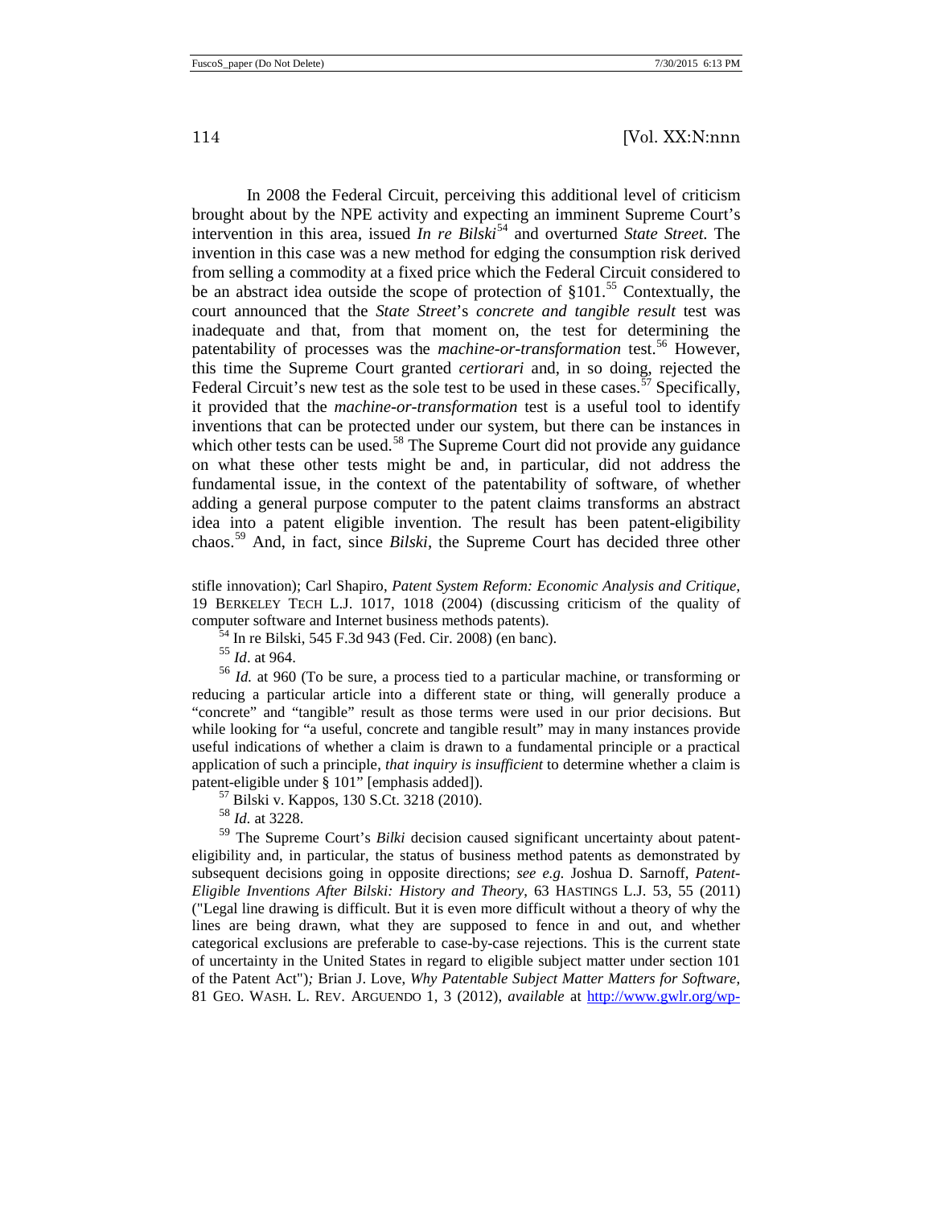In 2008 the Federal Circuit, perceiving this additional level of criticism brought about by the NPE activity and expecting an imminent Supreme Court's intervention in this area, issued *In re Bilski*[54] and overturned *State Street*. The invention in this case was a new method for edging the consumption risk derived from selling a commodity at a fixed price which the Federal Circuit considered to be an abstract idea outside the scope of protection of §101.[55] Contextually, the court announced that the *State Street*'s *concrete and tangible result* test was inadequate and that, from that moment on, the test for determining the patentability of processes was the *machine-or-transformation* test.[56] However, this time the Supreme Court granted *certiorari* and, in so doing, rejected the Federal Circuit's new test as the sole test to be used in these cases.[57] Specifically, it provided that the *machine-or-transformation* test is a useful tool to identify inventions that can be protected under our system, but there can be instances in which other tests can be used.[58] The Supreme Court did not provide any guidance on what these other tests might be and, in particular, did not address the fundamental issue, in the context of the patentability of software, of whether adding a general purpose computer to the patent claims transforms an abstract idea into a patent eligible invention. The result has been patent-eligibility chaos.[59] And, in fact, since *Bilski*, the Supreme Court has decided three other

stifle innovation); Carl Shapiro, *Patent System Reform: Economic Analysis and Critique*, 19 BERKELEY TECH L.J. 1017, 1018 (2004) (discussing criticism of the quality of computer software and Internet business methods patents).

[54] In re Bilski, 545 F.3d 943 (Fed. Cir. 2008) (en banc).

[55] *Id*. at 964.

[56] *Id.* at 960 (To be sure, a process tied to a particular machine, or transforming or reducing a particular article into a different state or thing, will generally produce a "concrete" and "tangible" result as those terms were used in our prior decisions. But while looking for "a useful, concrete and tangible result" may in many instances provide useful indications of whether a claim is drawn to a fundamental principle or a practical application of such a principle, *that inquiry is insufficient* to determine whether a claim is patent-eligible under § 101" [emphasis added]).

[57] Bilski v. Kappos, 130 S.Ct. 3218 (2010).

[58] *Id.* at 3228.

[59] The Supreme Court's *Bilki* decision caused significant uncertainty about patent-eligibility and, in particular, the status of business method patents as demonstrated by subsequent decisions going in opposite directions; *see e.g.* Joshua D. Sarnoff, *Patent-Eligible Inventions After Bilski: History and Theory*, 63 HASTINGS L.J. 53, 55 (2011) ("Legal line drawing is difficult. But it is even more difficult without a theory of why the lines are being drawn, what they are supposed to fence in and out, and whether categorical exclusions are preferable to case-by-case rejections. This is the current state of uncertainty in the United States in regard to eligible subject matter under section 101 of the Patent Act")*;* Brian J. Love, *Why Patentable Subject Matter Matters for Software*, 81 GEO. WASH. L. REV. ARGUENDO 1, 3 (2012), *available* at http://www.gwlr.org/wp-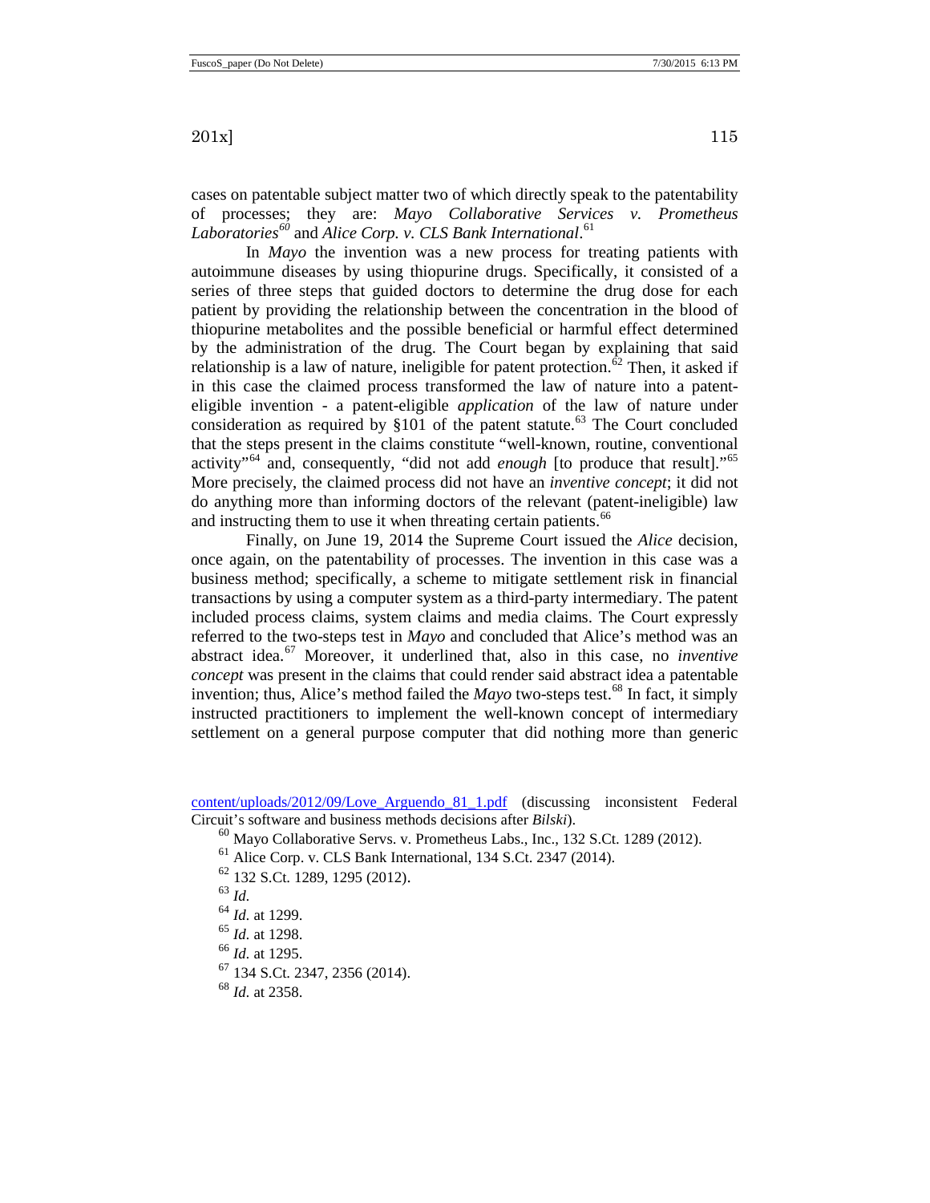cases on patentable subject matter two of which directly speak to the patentability of processes; they are: *Mayo Collaborative Services v. Prometheus Laboratories*[60] and *Alice Corp. v. CLS Bank International*.[61]

In *Mayo* the invention was a new process for treating patients with autoimmune diseases by using thiopurine drugs. Specifically, it consisted of a series of three steps that guided doctors to determine the drug dose for each patient by providing the relationship between the concentration in the blood of thiopurine metabolites and the possible beneficial or harmful effect determined by the administration of the drug. The Court began by explaining that said relationship is a law of nature, ineligible for patent protection.[62] Then, it asked if in this case the claimed process transformed the law of nature into a patent-eligible invention - a patent-eligible *application* of the law of nature under consideration as required by §101 of the patent statute.[63] The Court concluded that the steps present in the claims constitute "well-known, routine, conventional activity"[64] and, consequently, "did not add *enough* [to produce that result]."[65] More precisely, the claimed process did not have an *inventive concept*; it did not do anything more than informing doctors of the relevant (patent-ineligible) law and instructing them to use it when threating certain patients.[66]

Finally, on June 19, 2014 the Supreme Court issued the *Alice* decision, once again, on the patentability of processes. The invention in this case was a business method; specifically, a scheme to mitigate settlement risk in financial transactions by using a computer system as a third-party intermediary. The patent included process claims, system claims and media claims. The Court expressly referred to the two-steps test in *Mayo* and concluded that Alice's method was an abstract idea.[67] Moreover, it underlined that, also in this case, no *inventive concept* was present in the claims that could render said abstract idea a patentable invention; thus, Alice's method failed the *Mayo* two-steps test.[68] In fact, it simply instructed practitioners to implement the well-known concept of intermediary settlement on a general purpose computer that did nothing more than generic

---

content/uploads/2012/09/Love_Arguendo_81_1.pdf (discussing inconsistent Federal Circuit's software and business methods decisions after *Bilski*).

[60] Mayo Collaborative Servs. v. Prometheus Labs., Inc., 132 S.Ct. 1289 (2012).

[61] Alice Corp. v. CLS Bank International, 134 S.Ct. 2347 (2014).

[62] 132 S.Ct. 1289, 1295 (2012).

[63] *Id.*

[64] *Id.* at 1299.

[65] *Id.* at 1298.

[66] *Id.* at 1295.

[67] 134 S.Ct. 2347, 2356 (2014).

[68] *Id.* at 2358.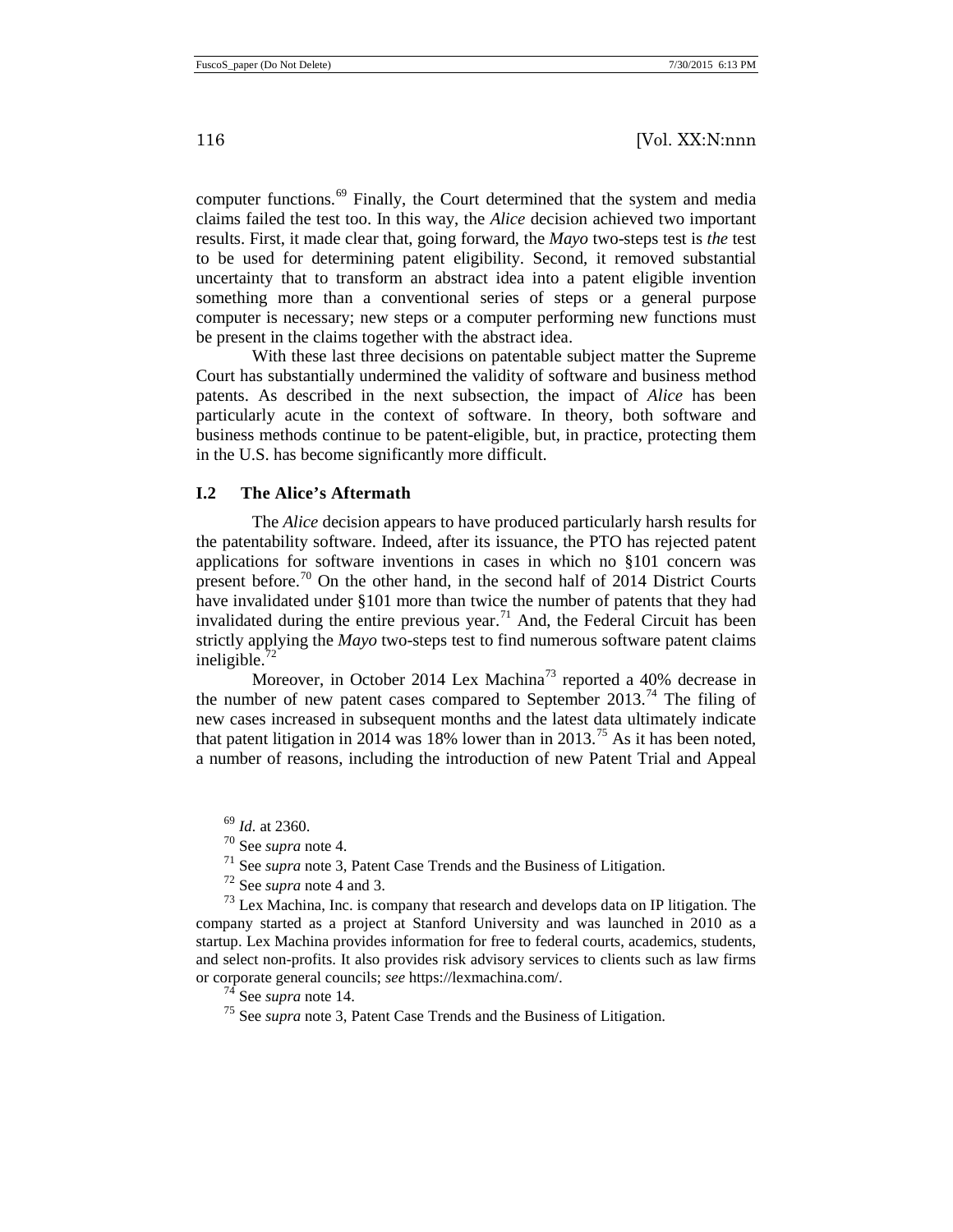computer functions.[69] Finally, the Court determined that the system and media claims failed the test too. In this way, the *Alice* decision achieved two important results. First, it made clear that, going forward, the *Mayo* two-steps test is *the* test to be used for determining patent eligibility. Second, it removed substantial uncertainty that to transform an abstract idea into a patent eligible invention something more than a conventional series of steps or a general purpose computer is necessary; new steps or a computer performing new functions must be present in the claims together with the abstract idea.

With these last three decisions on patentable subject matter the Supreme Court has substantially undermined the validity of software and business method patents. As described in the next subsection, the impact of *Alice* has been particularly acute in the context of software. In theory, both software and business methods continue to be patent-eligible, but, in practice, protecting them in the U.S. has become significantly more difficult.

## I.2 The Alice's Aftermath

The *Alice* decision appears to have produced particularly harsh results for the patentability software. Indeed, after its issuance, the PTO has rejected patent applications for software inventions in cases in which no §101 concern was present before.[70] On the other hand, in the second half of 2014 District Courts have invalidated under §101 more than twice the number of patents that they had invalidated during the entire previous year.[71] And, the Federal Circuit has been strictly applying the *Mayo* two-steps test to find numerous software patent claims ineligible.[72]

Moreover, in October 2014 Lex Machina[73] reported a 40% decrease in the number of new patent cases compared to September 2013.[74] The filing of new cases increased in subsequent months and the latest data ultimately indicate that patent litigation in 2014 was 18% lower than in 2013.[75] As it has been noted, a number of reasons, including the introduction of new Patent Trial and Appeal

---

[69] *Id*. at 2360.

[70] See *supra* note 4.

[71] See *supra* note 3, Patent Case Trends and the Business of Litigation.

[72] See *supra* note 4 and 3.

[73] Lex Machina, Inc. is company that research and develops data on IP litigation. The company started as a project at Stanford University and was launched in 2010 as a startup. Lex Machina provides information for free to federal courts, academics, students, and select non-profits. It also provides risk advisory services to clients such as law firms or corporate general councils; *see* https://lexmachina.com/.

[74] See *supra* note 14.

[75] See *supra* note 3, Patent Case Trends and the Business of Litigation.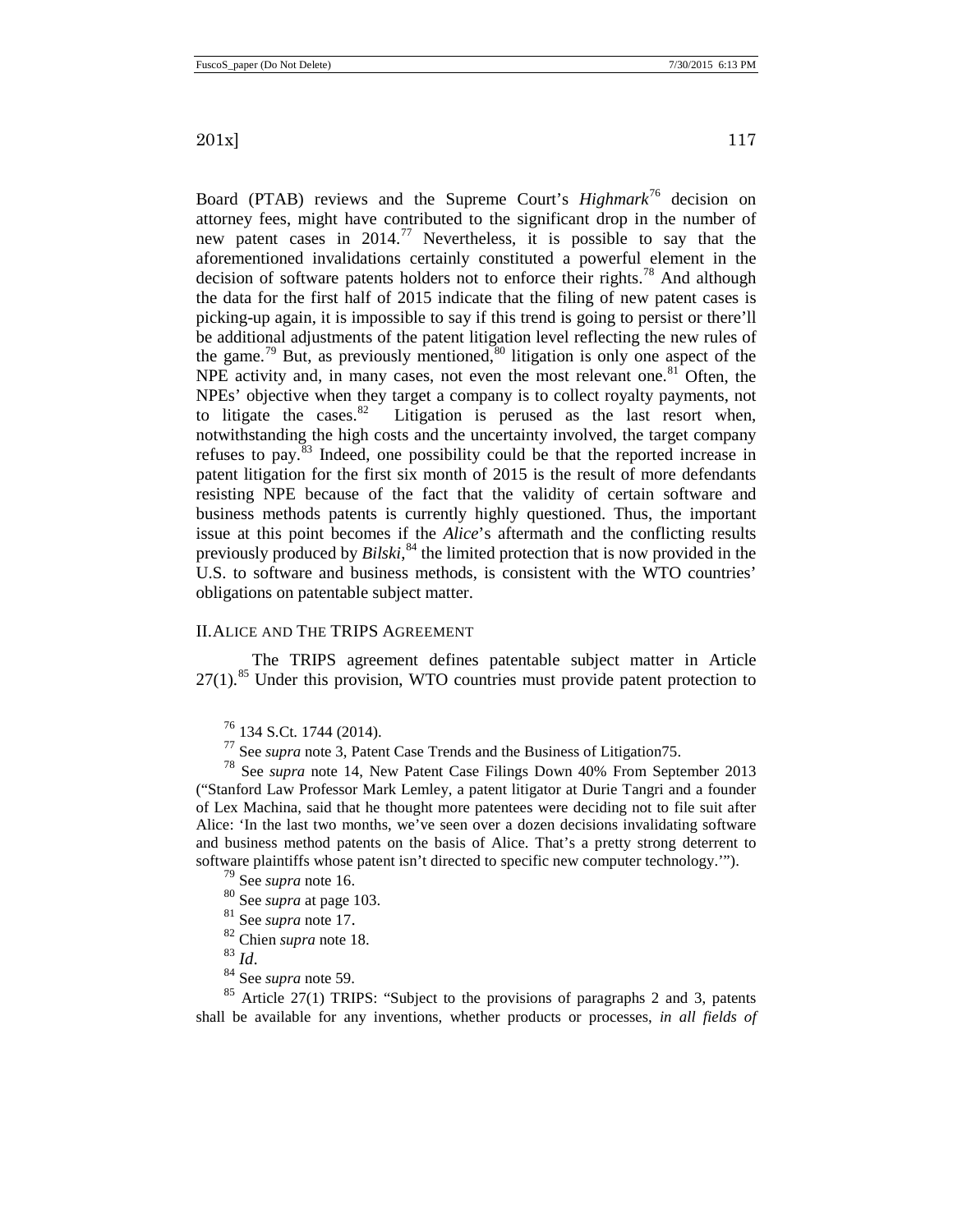Board (PTAB) reviews and the Supreme Court's *Highmark*[76] decision on attorney fees, might have contributed to the significant drop in the number of new patent cases in 2014.[77] Nevertheless, it is possible to say that the aforementioned invalidations certainly constituted a powerful element in the decision of software patents holders not to enforce their rights.[78] And although the data for the first half of 2015 indicate that the filing of new patent cases is picking-up again, it is impossible to say if this trend is going to persist or there'll be additional adjustments of the patent litigation level reflecting the new rules of the game.[79] But, as previously mentioned,[80] litigation is only one aspect of the NPE activity and, in many cases, not even the most relevant one.[81] Often, the NPEs' objective when they target a company is to collect royalty payments, not to litigate the cases.[82] Litigation is perused as the last resort when, notwithstanding the high costs and the uncertainty involved, the target company refuses to pay.[83] Indeed, one possibility could be that the reported increase in patent litigation for the first six month of 2015 is the result of more defendants resisting NPE because of the fact that the validity of certain software and business methods patents is currently highly questioned. Thus, the important issue at this point becomes if the *Alice*'s aftermath and the conflicting results previously produced by *Bilski*,[84] the limited protection that is now provided in the U.S. to software and business methods, is consistent with the WTO countries' obligations on patentable subject matter.

## II. ALICE AND THE TRIPS AGREEMENT

The TRIPS agreement defines patentable subject matter in Article 27(1).[85] Under this provision, WTO countries must provide patent protection to

[76] 134 S.Ct. 1744 (2014).

[77] See *supra* note 3, Patent Case Trends and the Business of Litigation75.

[78] See *supra* note 14, New Patent Case Filings Down 40% From September 2013 ("Stanford Law Professor Mark Lemley, a patent litigator at Durie Tangri and a founder of Lex Machina, said that he thought more patentees were deciding not to file suit after Alice: 'In the last two months, we've seen over a dozen decisions invalidating software and business method patents on the basis of Alice. That's a pretty strong deterrent to software plaintiffs whose patent isn't directed to specific new computer technology.'").

[79] See *supra* note 16.

[80] See *supra* at page 103.

[81] See *supra* note 17.

[82] Chien *supra* note 18.

[83] *Id*.

[84] See *supra* note 59.

[85] Article 27(1) TRIPS: "Subject to the provisions of paragraphs 2 and 3, patents shall be available for any inventions, whether products or processes, *in all fields of*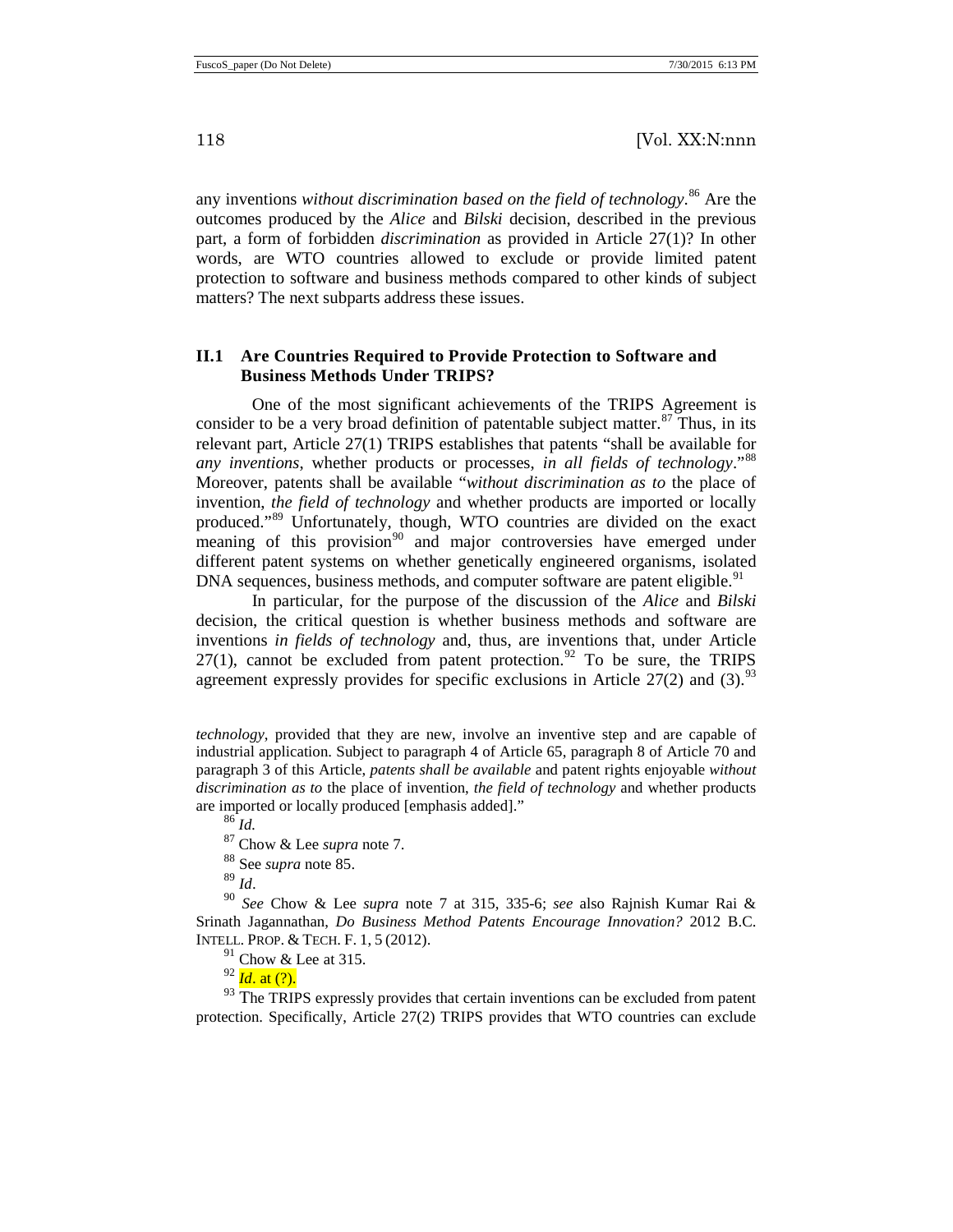any inventions *without discrimination based on the field of technology*.[86] Are the outcomes produced by the *Alice* and *Bilski* decision, described in the previous part, a form of forbidden *discrimination* as provided in Article 27(1)? In other words, are WTO countries allowed to exclude or provide limited patent protection to software and business methods compared to other kinds of subject matters? The next subparts address these issues.

## II.1 Are Countries Required to Provide Protection to Software and Business Methods Under TRIPS?

One of the most significant achievements of the TRIPS Agreement is consider to be a very broad definition of patentable subject matter.[87] Thus, in its relevant part, Article 27(1) TRIPS establishes that patents "shall be available for *any inventions*, whether products or processes, *in all fields of technology*."[88] Moreover, patents shall be available "*without discrimination as to* the place of invention, *the field of technology* and whether products are imported or locally produced."[89] Unfortunately, though, WTO countries are divided on the exact meaning of this provision[90] and major controversies have emerged under different patent systems on whether genetically engineered organisms, isolated DNA sequences, business methods, and computer software are patent eligible.[91]

In particular, for the purpose of the discussion of the *Alice* and *Bilski* decision, the critical question is whether business methods and software are inventions *in fields of technology* and, thus, are inventions that, under Article 27(1), cannot be excluded from patent protection.[92] To be sure, the TRIPS agreement expressly provides for specific exclusions in Article 27(2) and (3).[93]

---

*technology*, provided that they are new, involve an inventive step and are capable of industrial application. Subject to paragraph 4 of Article 65, paragraph 8 of Article 70 and paragraph 3 of this Article, *patents shall be available* and patent rights enjoyable *without discrimination as to* the place of invention, *the field of technology* and whether products are imported or locally produced [emphasis added]."

[86] *Id.*

[87] Chow & Lee *supra* note 7.

[88] See *supra* note 85.

[89] *Id*.

[90] *See* Chow & Lee *supra* note 7 at 315, 335-6; *see* also Rajnish Kumar Rai & Srinath Jagannathan, *Do Business Method Patents Encourage Innovation?* 2012 B.C. INTELL. PROP. & TECH. F. 1, 5 (2012).

[91] Chow & Lee at 315.

[92] *Id*. at (?).

[93] The TRIPS expressly provides that certain inventions can be excluded from patent protection. Specifically, Article 27(2) TRIPS provides that WTO countries can exclude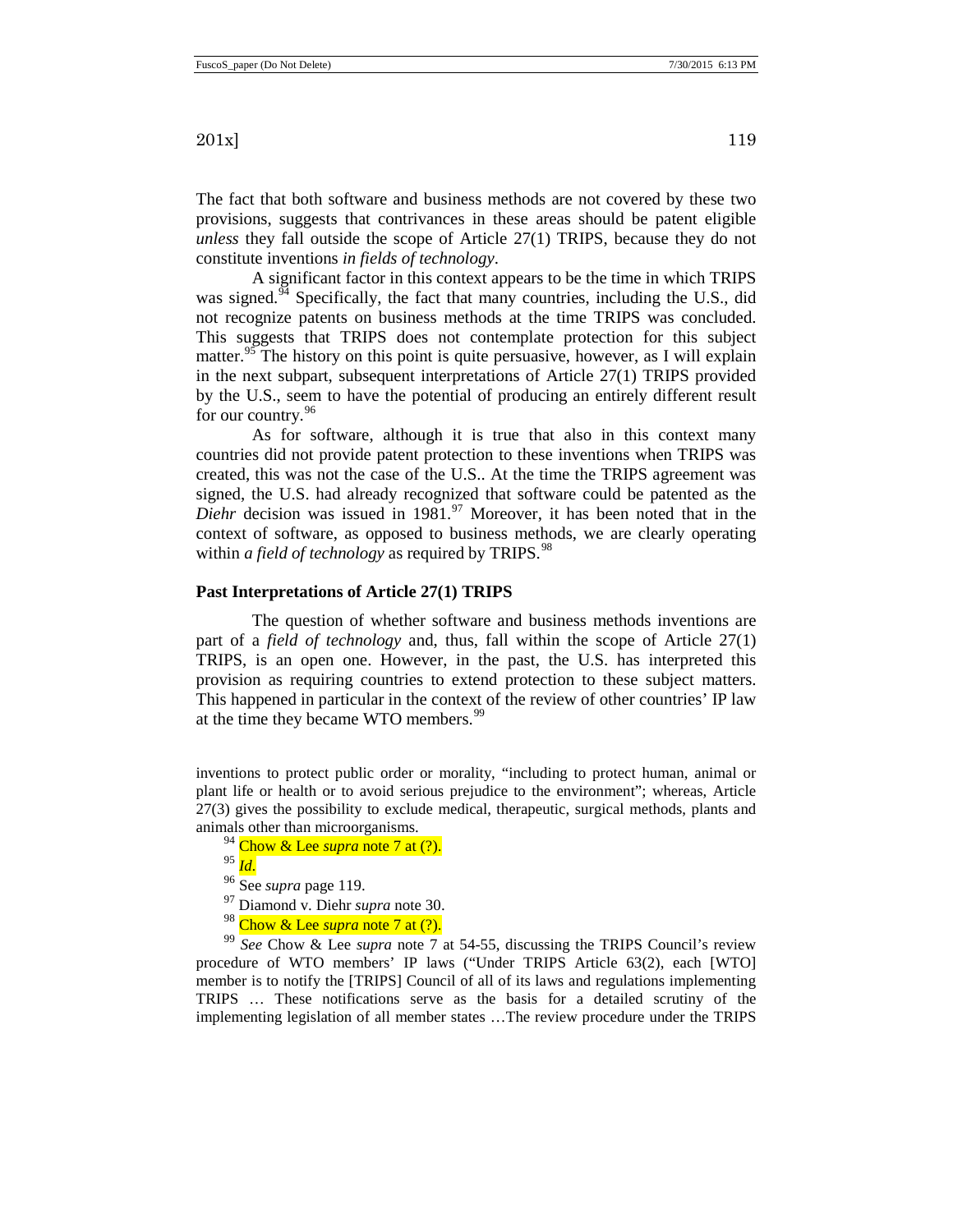The fact that both software and business methods are not covered by these two provisions, suggests that contrivances in these areas should be patent eligible *unless* they fall outside the scope of Article 27(1) TRIPS, because they do not constitute inventions *in fields of technology*.

A significant factor in this context appears to be the time in which TRIPS was signed.[94] Specifically, the fact that many countries, including the U.S., did not recognize patents on business methods at the time TRIPS was concluded. This suggests that TRIPS does not contemplate protection for this subject matter.[95] The history on this point is quite persuasive, however, as I will explain in the next subpart, subsequent interpretations of Article 27(1) TRIPS provided by the U.S., seem to have the potential of producing an entirely different result for our country.[96]

As for software, although it is true that also in this context many countries did not provide patent protection to these inventions when TRIPS was created, this was not the case of the U.S.. At the time the TRIPS agreement was signed, the U.S. had already recognized that software could be patented as the *Diehr* decision was issued in 1981.[97] Moreover, it has been noted that in the context of software, as opposed to business methods, we are clearly operating within *a field of technology* as required by TRIPS.[98]

### Past Interpretations of Article 27(1) TRIPS

The question of whether software and business methods inventions are part of a *field of technology* and, thus, fall within the scope of Article 27(1) TRIPS, is an open one. However, in the past, the U.S. has interpreted this provision as requiring countries to extend protection to these subject matters. This happened in particular in the context of the review of other countries' IP law at the time they became WTO members.[99]

---

inventions to protect public order or morality, "including to protect human, animal or plant life or health or to avoid serious prejudice to the environment"; whereas, Article 27(3) gives the possibility to exclude medical, therapeutic, surgical methods, plants and animals other than microorganisms.

[94] Chow & Lee *supra* note 7 at (?).

[95] *Id.*

[96] See *supra* page 119.

[97] Diamond v. Diehr *supra* note 30.

[98] Chow & Lee *supra* note 7 at (?).

[99] *See* Chow & Lee *supra* note 7 at 54-55, discussing the TRIPS Council's review procedure of WTO members' IP laws ("Under TRIPS Article 63(2), each [WTO] member is to notify the [TRIPS] Council of all of its laws and regulations implementing TRIPS … These notifications serve as the basis for a detailed scrutiny of the implementing legislation of all member states …The review procedure under the TRIPS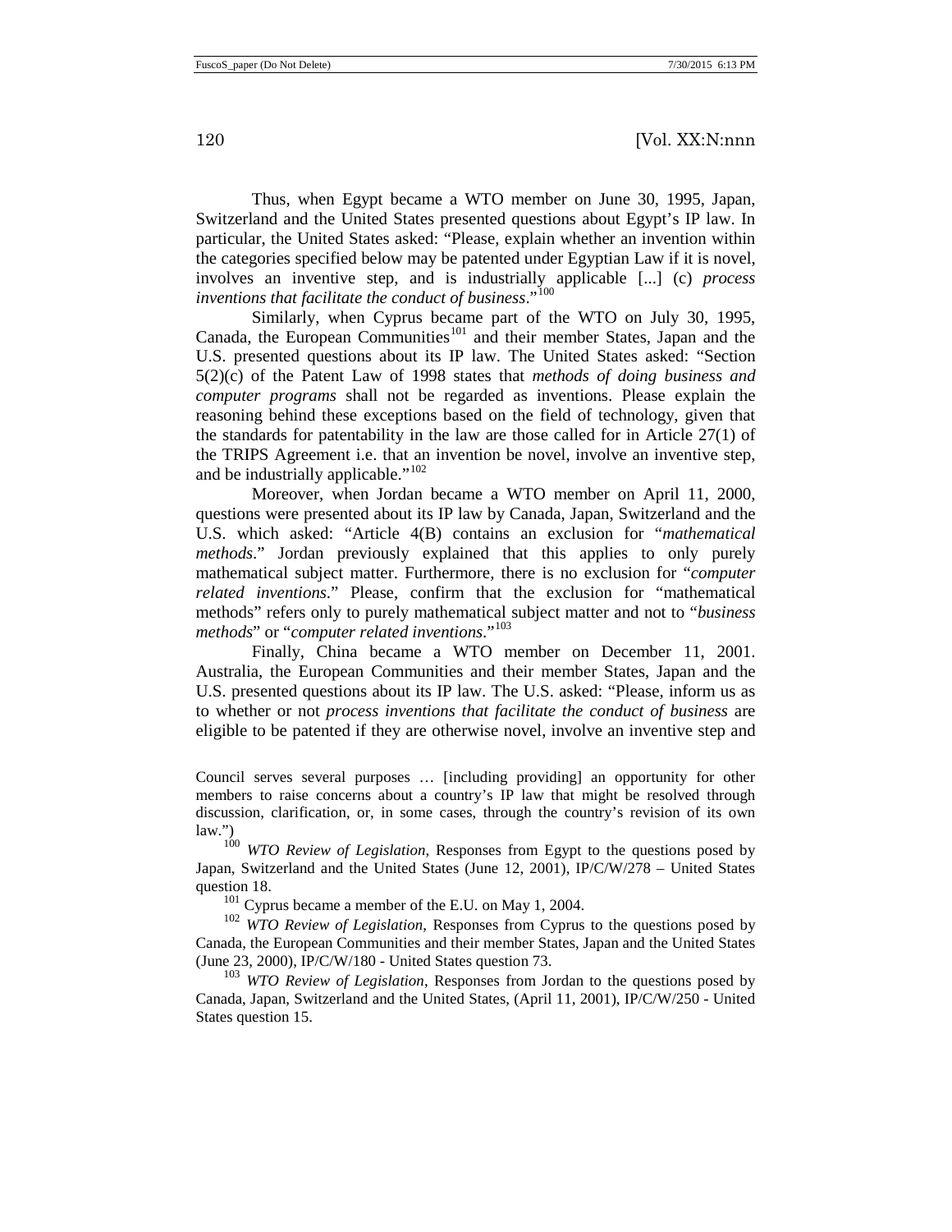Thus, when Egypt became a WTO member on June 30, 1995, Japan, Switzerland and the United States presented questions about Egypt's IP law. In particular, the United States asked: "Please, explain whether an invention within the categories specified below may be patented under Egyptian Law if it is novel, involves an inventive step, and is industrially applicable [...] (c) *process inventions that facilitate the conduct of business*."[100]

Similarly, when Cyprus became part of the WTO on July 30, 1995, Canada, the European Communities[101] and their member States, Japan and the U.S. presented questions about its IP law. The United States asked: "Section 5(2)(c) of the Patent Law of 1998 states that *methods of doing business and computer programs* shall not be regarded as inventions. Please explain the reasoning behind these exceptions based on the field of technology, given that the standards for patentability in the law are those called for in Article 27(1) of the TRIPS Agreement i.e. that an invention be novel, involve an inventive step, and be industrially applicable."[102]

Moreover, when Jordan became a WTO member on April 11, 2000, questions were presented about its IP law by Canada, Japan, Switzerland and the U.S. which asked: "Article 4(B) contains an exclusion for "*mathematical methods*." Jordan previously explained that this applies to only purely mathematical subject matter. Furthermore, there is no exclusion for "*computer related inventions*." Please, confirm that the exclusion for "mathematical methods" refers only to purely mathematical subject matter and not to "*business methods*" or "*computer related inventions*."[103]

Finally, China became a WTO member on December 11, 2001. Australia, the European Communities and their member States, Japan and the U.S. presented questions about its IP law. The U.S. asked: "Please, inform us as to whether or not *process inventions that facilitate the conduct of business* are eligible to be patented if they are otherwise novel, involve an inventive step and

---

Council serves several purposes … [including providing] an opportunity for other members to raise concerns about a country's IP law that might be resolved through discussion, clarification, or, in some cases, through the country's revision of its own law.")

[100] *WTO Review of Legislation*, Responses from Egypt to the questions posed by Japan, Switzerland and the United States (June 12, 2001), IP/C/W/278 – United States question 18.

[101] Cyprus became a member of the E.U. on May 1, 2004.

[102] *WTO Review of Legislation*, Responses from Cyprus to the questions posed by Canada, the European Communities and their member States, Japan and the United States (June 23, 2000), IP/C/W/180 - United States question 73.

[103] *WTO Review of Legislation*, Responses from Jordan to the questions posed by Canada, Japan, Switzerland and the United States, (April 11, 2001), IP/C/W/250 - United States question 15.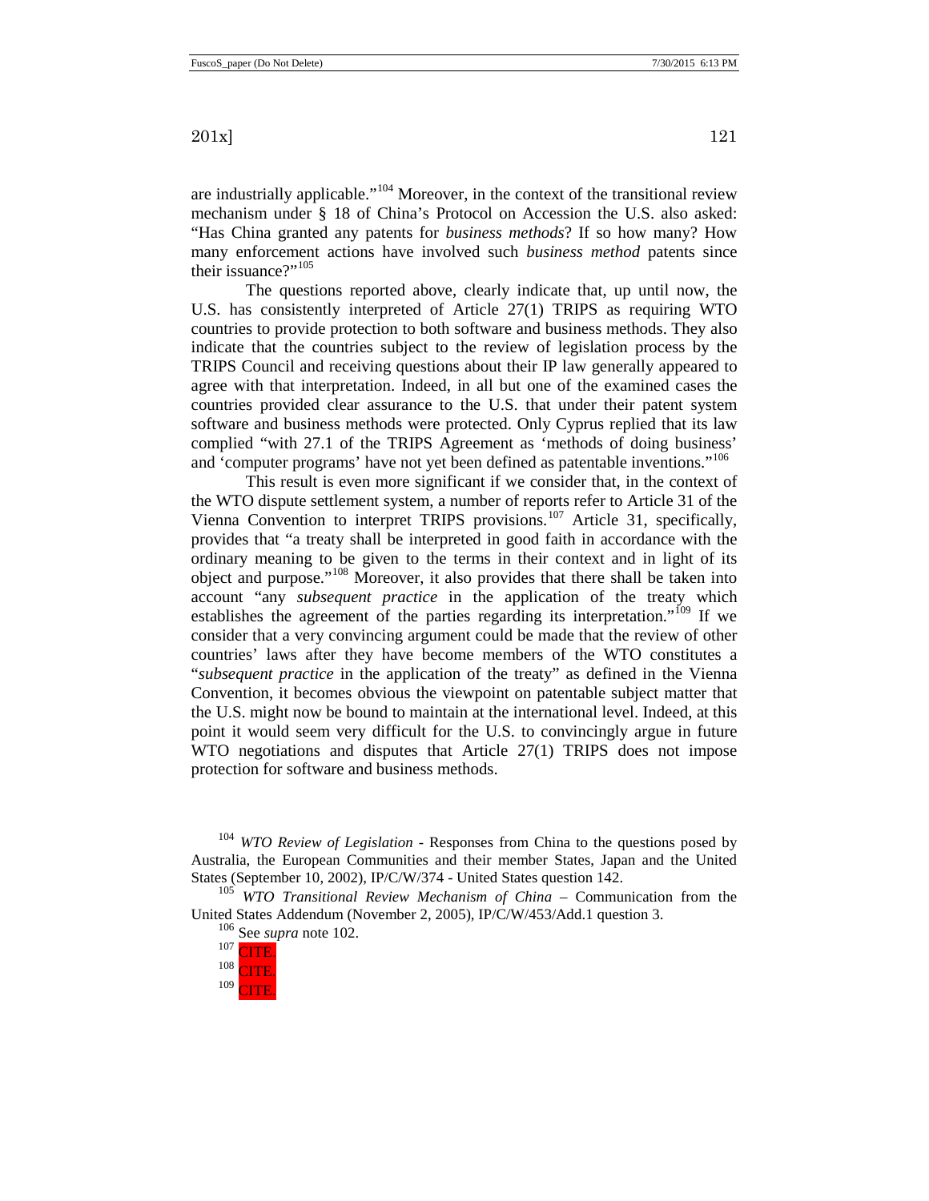are industrially applicable."[104] Moreover, in the context of the transitional review mechanism under § 18 of China's Protocol on Accession the U.S. also asked: "Has China granted any patents for *business methods*? If so how many? How many enforcement actions have involved such *business method* patents since their issuance?"[105]

The questions reported above, clearly indicate that, up until now, the U.S. has consistently interpreted of Article 27(1) TRIPS as requiring WTO countries to provide protection to both software and business methods. They also indicate that the countries subject to the review of legislation process by the TRIPS Council and receiving questions about their IP law generally appeared to agree with that interpretation. Indeed, in all but one of the examined cases the countries provided clear assurance to the U.S. that under their patent system software and business methods were protected. Only Cyprus replied that its law complied "with 27.1 of the TRIPS Agreement as 'methods of doing business' and 'computer programs' have not yet been defined as patentable inventions."[106]

This result is even more significant if we consider that, in the context of the WTO dispute settlement system, a number of reports refer to Article 31 of the Vienna Convention to interpret TRIPS provisions.[107] Article 31, specifically, provides that "a treaty shall be interpreted in good faith in accordance with the ordinary meaning to be given to the terms in their context and in light of its object and purpose."[108] Moreover, it also provides that there shall be taken into account "any *subsequent practice* in the application of the treaty which establishes the agreement of the parties regarding its interpretation."[109] If we consider that a very convincing argument could be made that the review of other countries' laws after they have become members of the WTO constitutes a "*subsequent practice* in the application of the treaty" as defined in the Vienna Convention, it becomes obvious the viewpoint on patentable subject matter that the U.S. might now be bound to maintain at the international level. Indeed, at this point it would seem very difficult for the U.S. to convincingly argue in future WTO negotiations and disputes that Article 27(1) TRIPS does not impose protection for software and business methods.

[104] *WTO Review of Legislation* - Responses from China to the questions posed by Australia, the European Communities and their member States, Japan and the United States (September 10, 2002), IP/C/W/374 - United States question 142.

[105] *WTO Transitional Review Mechanism of China* – Communication from the United States Addendum (November 2, 2005), IP/C/W/453/Add.1 question 3.

[106] See *supra* note 102.

[107] CITE.

[108] CITE.

[109] CITE.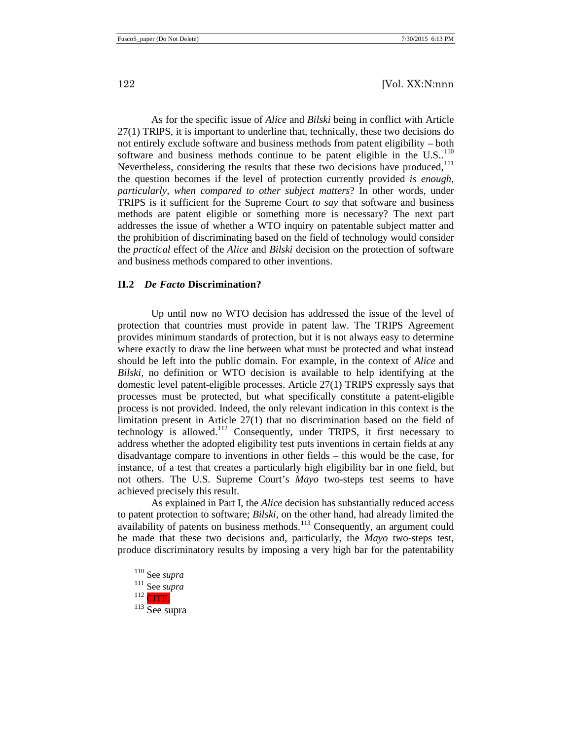As for the specific issue of *Alice* and *Bilski* being in conflict with Article 27(1) TRIPS, it is important to underline that, technically, these two decisions do not entirely exclude software and business methods from patent eligibility – both software and business methods continue to be patent eligible in the U.S..[110] Nevertheless, considering the results that these two decisions have produced,[111] the question becomes if the level of protection currently provided *is enough, particularly, when compared to other subject matters*? In other words, under TRIPS is it sufficient for the Supreme Court *to say* that software and business methods are patent eligible or something more is necessary? The next part addresses the issue of whether a WTO inquiry on patentable subject matter and the prohibition of discriminating based on the field of technology would consider the *practical* effect of the *Alice* and *Bilski* decision on the protection of software and business methods compared to other inventions.

### II.2 *De Facto* Discrimination?

Up until now no WTO decision has addressed the issue of the level of protection that countries must provide in patent law. The TRIPS Agreement provides minimum standards of protection, but it is not always easy to determine where exactly to draw the line between what must be protected and what instead should be left into the public domain. For example, in the context of *Alice* and *Bilski*, no definition or WTO decision is available to help identifying at the domestic level patent-eligible processes. Article 27(1) TRIPS expressly says that processes must be protected, but what specifically constitute a patent-eligible process is not provided. Indeed, the only relevant indication in this context is the limitation present in Article 27(1) that no discrimination based on the field of technology is allowed.[112] Consequently, under TRIPS, it first necessary to address whether the adopted eligibility test puts inventions in certain fields at any disadvantage compare to inventions in other fields – this would be the case, for instance, of a test that creates a particularly high eligibility bar in one field, but not others. The U.S. Supreme Court's *Mayo* two-steps test seems to have achieved precisely this result.

As explained in Part I, the *Alice* decision has substantially reduced access to patent protection to software; *Bilski*, on the other hand, had already limited the availability of patents on business methods.[113] Consequently, an argument could be made that these two decisions and, particularly, the *Mayo* two-steps test, produce discriminatory results by imposing a very high bar for the patentability

[110] See *supra*

[111] See *supra*

[112] CITE.

[113] See supra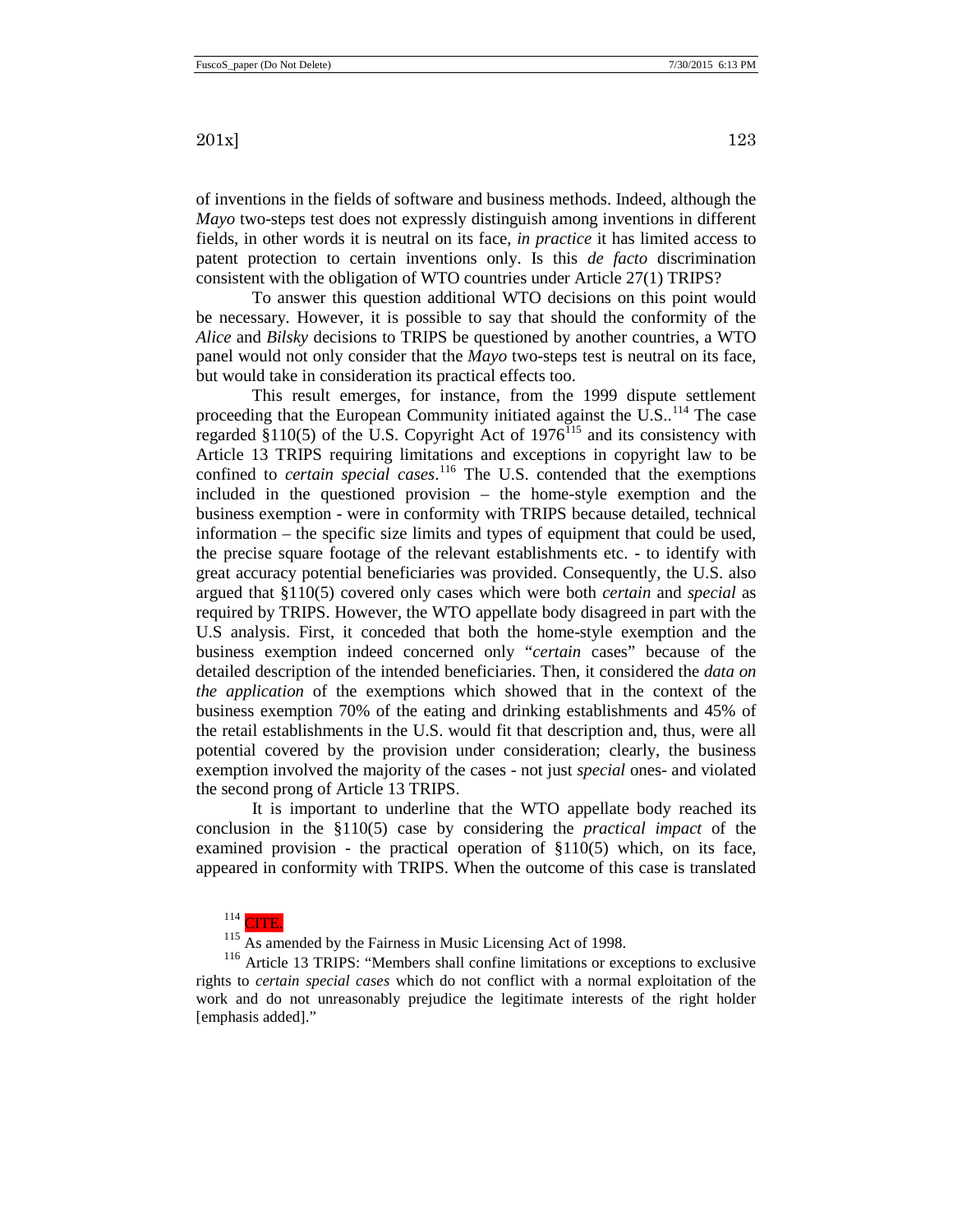of inventions in the fields of software and business methods. Indeed, although the *Mayo* two-steps test does not expressly distinguish among inventions in different fields, in other words it is neutral on its face, *in practice* it has limited access to patent protection to certain inventions only. Is this *de facto* discrimination consistent with the obligation of WTO countries under Article 27(1) TRIPS?

To answer this question additional WTO decisions on this point would be necessary. However, it is possible to say that should the conformity of the *Alice* and *Bilsky* decisions to TRIPS be questioned by another countries, a WTO panel would not only consider that the *Mayo* two-steps test is neutral on its face, but would take in consideration its practical effects too.

This result emerges, for instance, from the 1999 dispute settlement proceeding that the European Community initiated against the U.S..[114] The case regarded §110(5) of the U.S. Copyright Act of 1976[115] and its consistency with Article 13 TRIPS requiring limitations and exceptions in copyright law to be confined to *certain special cases*.[116] The U.S. contended that the exemptions included in the questioned provision – the home-style exemption and the business exemption - were in conformity with TRIPS because detailed, technical information – the specific size limits and types of equipment that could be used, the precise square footage of the relevant establishments etc. - to identify with great accuracy potential beneficiaries was provided. Consequently, the U.S. also argued that §110(5) covered only cases which were both *certain* and *special* as required by TRIPS. However, the WTO appellate body disagreed in part with the U.S analysis. First, it conceded that both the home-style exemption and the business exemption indeed concerned only "*certain* cases" because of the detailed description of the intended beneficiaries. Then, it considered the *data on the application* of the exemptions which showed that in the context of the business exemption 70% of the eating and drinking establishments and 45% of the retail establishments in the U.S. would fit that description and, thus, were all potential covered by the provision under consideration; clearly, the business exemption involved the majority of the cases - not just *special* ones- and violated the second prong of Article 13 TRIPS.

It is important to underline that the WTO appellate body reached its conclusion in the §110(5) case by considering the *practical impact* of the examined provision - the practical operation of §110(5) which, on its face, appeared in conformity with TRIPS. When the outcome of this case is translated

[114] CITE.

[115] As amended by the Fairness in Music Licensing Act of 1998.

[116] Article 13 TRIPS: "Members shall confine limitations or exceptions to exclusive rights to *certain special cases* which do not conflict with a normal exploitation of the work and do not unreasonably prejudice the legitimate interests of the right holder [emphasis added]."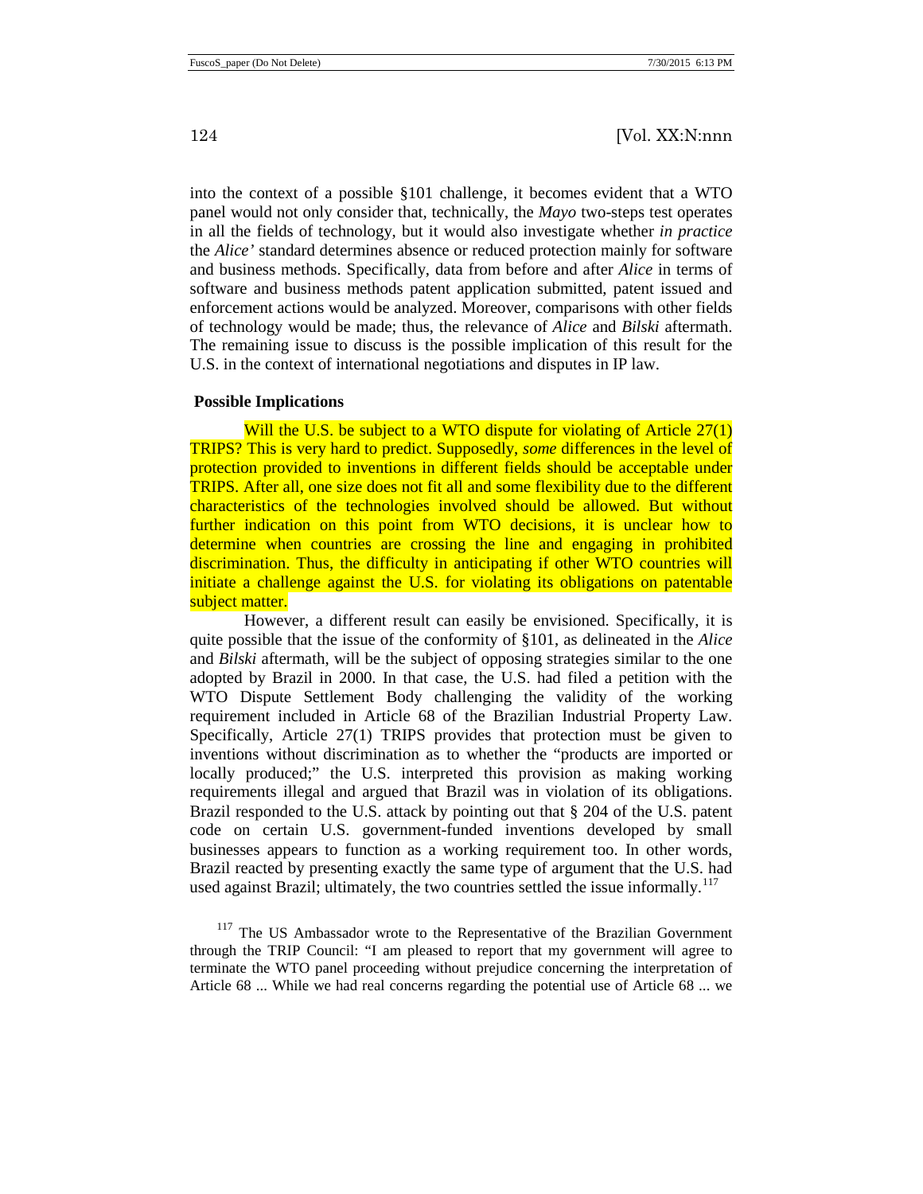into the context of a possible §101 challenge, it becomes evident that a WTO panel would not only consider that, technically, the *Mayo* two-steps test operates in all the fields of technology, but it would also investigate whether *in practice* the *Alice'* standard determines absence or reduced protection mainly for software and business methods. Specifically, data from before and after *Alice* in terms of software and business methods patent application submitted, patent issued and enforcement actions would be analyzed. Moreover, comparisons with other fields of technology would be made; thus, the relevance of *Alice* and *Bilski* aftermath. The remaining issue to discuss is the possible implication of this result for the U.S. in the context of international negotiations and disputes in IP law.

**Possible Implications**

Will the U.S. be subject to a WTO dispute for violating of Article 27(1) TRIPS? This is very hard to predict. Supposedly, *some* differences in the level of protection provided to inventions in different fields should be acceptable under TRIPS. After all, one size does not fit all and some flexibility due to the different characteristics of the technologies involved should be allowed. But without further indication on this point from WTO decisions, it is unclear how to determine when countries are crossing the line and engaging in prohibited discrimination. Thus, the difficulty in anticipating if other WTO countries will initiate a challenge against the U.S. for violating its obligations on patentable subject matter.

However, a different result can easily be envisioned. Specifically, it is quite possible that the issue of the conformity of §101, as delineated in the *Alice* and *Bilski* aftermath, will be the subject of opposing strategies similar to the one adopted by Brazil in 2000. In that case, the U.S. had filed a petition with the WTO Dispute Settlement Body challenging the validity of the working requirement included in Article 68 of the Brazilian Industrial Property Law. Specifically, Article 27(1) TRIPS provides that protection must be given to inventions without discrimination as to whether the "products are imported or locally produced;" the U.S. interpreted this provision as making working requirements illegal and argued that Brazil was in violation of its obligations. Brazil responded to the U.S. attack by pointing out that § 204 of the U.S. patent code on certain U.S. government-funded inventions developed by small businesses appears to function as a working requirement too. In other words, Brazil reacted by presenting exactly the same type of argument that the U.S. had used against Brazil; ultimately, the two countries settled the issue informally.[117]

[117] The US Ambassador wrote to the Representative of the Brazilian Government through the TRIP Council: "I am pleased to report that my government will agree to terminate the WTO panel proceeding without prejudice concerning the interpretation of Article 68 ... While we had real concerns regarding the potential use of Article 68 ... we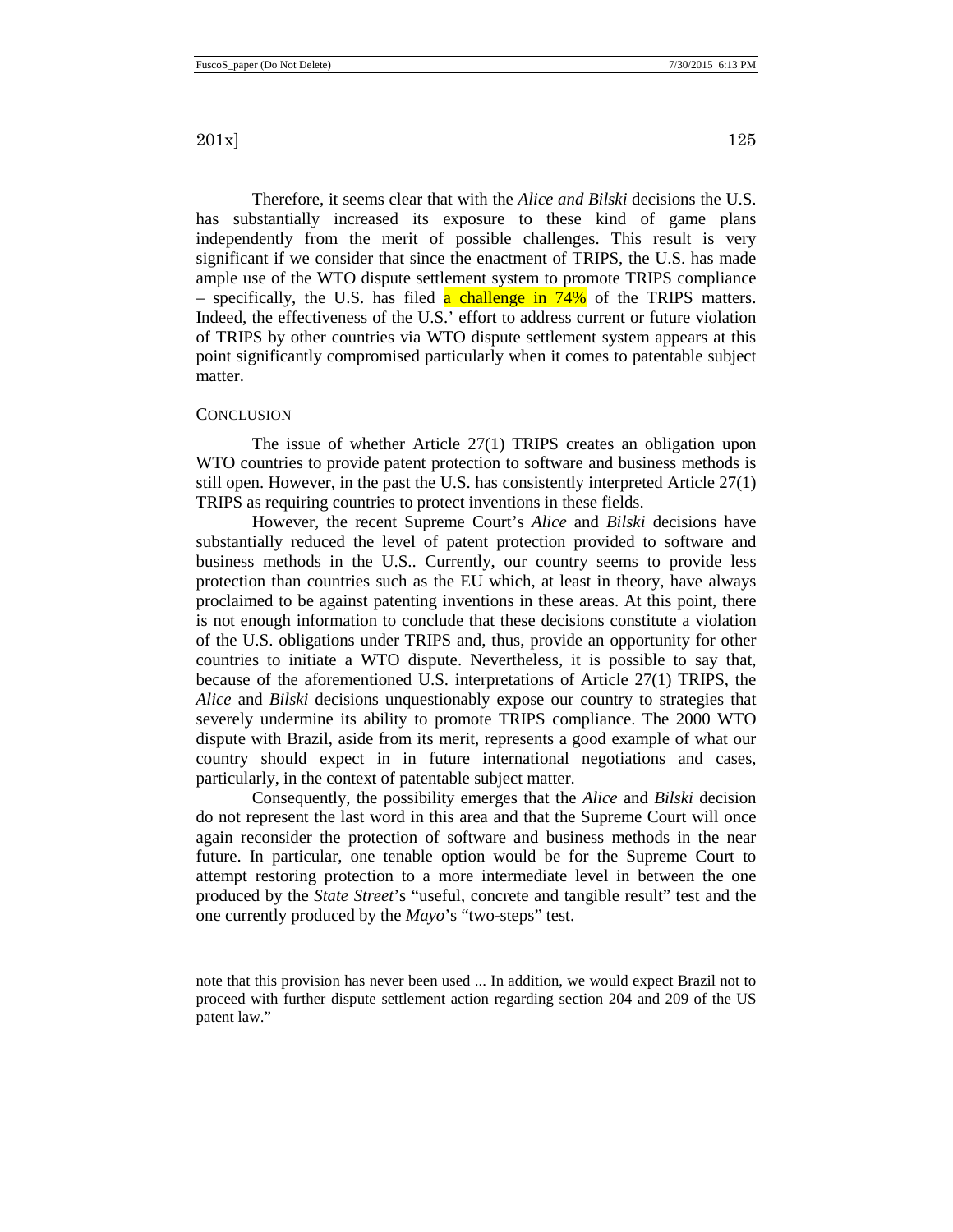Therefore, it seems clear that with the *Alice and Bilski* decisions the U.S. has substantially increased its exposure to these kind of game plans independently from the merit of possible challenges. This result is very significant if we consider that since the enactment of TRIPS, the U.S. has made ample use of the WTO dispute settlement system to promote TRIPS compliance – specifically, the U.S. has filed a challenge in 74% of the TRIPS matters. Indeed, the effectiveness of the U.S.' effort to address current or future violation of TRIPS by other countries via WTO dispute settlement system appears at this point significantly compromised particularly when it comes to patentable subject matter.

## CONCLUSION

The issue of whether Article 27(1) TRIPS creates an obligation upon WTO countries to provide patent protection to software and business methods is still open. However, in the past the U.S. has consistently interpreted Article 27(1) TRIPS as requiring countries to protect inventions in these fields.

However, the recent Supreme Court's *Alice* and *Bilski* decisions have substantially reduced the level of patent protection provided to software and business methods in the U.S.. Currently, our country seems to provide less protection than countries such as the EU which, at least in theory, have always proclaimed to be against patenting inventions in these areas. At this point, there is not enough information to conclude that these decisions constitute a violation of the U.S. obligations under TRIPS and, thus, provide an opportunity for other countries to initiate a WTO dispute. Nevertheless, it is possible to say that, because of the aforementioned U.S. interpretations of Article 27(1) TRIPS, the *Alice* and *Bilski* decisions unquestionably expose our country to strategies that severely undermine its ability to promote TRIPS compliance. The 2000 WTO dispute with Brazil, aside from its merit, represents a good example of what our country should expect in in future international negotiations and cases, particularly, in the context of patentable subject matter.

Consequently, the possibility emerges that the *Alice* and *Bilski* decision do not represent the last word in this area and that the Supreme Court will once again reconsider the protection of software and business methods in the near future. In particular, one tenable option would be for the Supreme Court to attempt restoring protection to a more intermediate level in between the one produced by the *State Street*'s "useful, concrete and tangible result" test and the one currently produced by the *Mayo*'s "two-steps" test.

note that this provision has never been used ... In addition, we would expect Brazil not to proceed with further dispute settlement action regarding section 204 and 209 of the US patent law."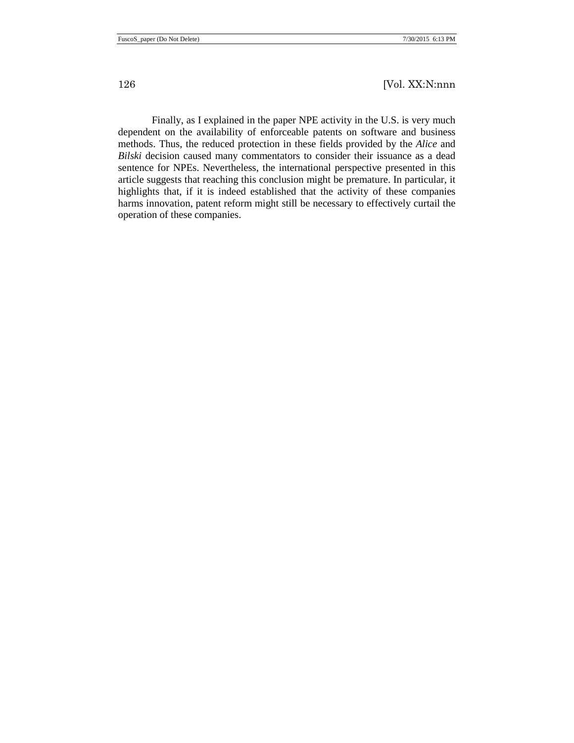Finally, as I explained in the paper NPE activity in the U.S. is very much dependent on the availability of enforceable patents on software and business methods. Thus, the reduced protection in these fields provided by the *Alice* and *Bilski* decision caused many commentators to consider their issuance as a dead sentence for NPEs. Nevertheless, the international perspective presented in this article suggests that reaching this conclusion might be premature. In particular, it highlights that, if it is indeed established that the activity of these companies harms innovation, patent reform might still be necessary to effectively curtail the operation of these companies.